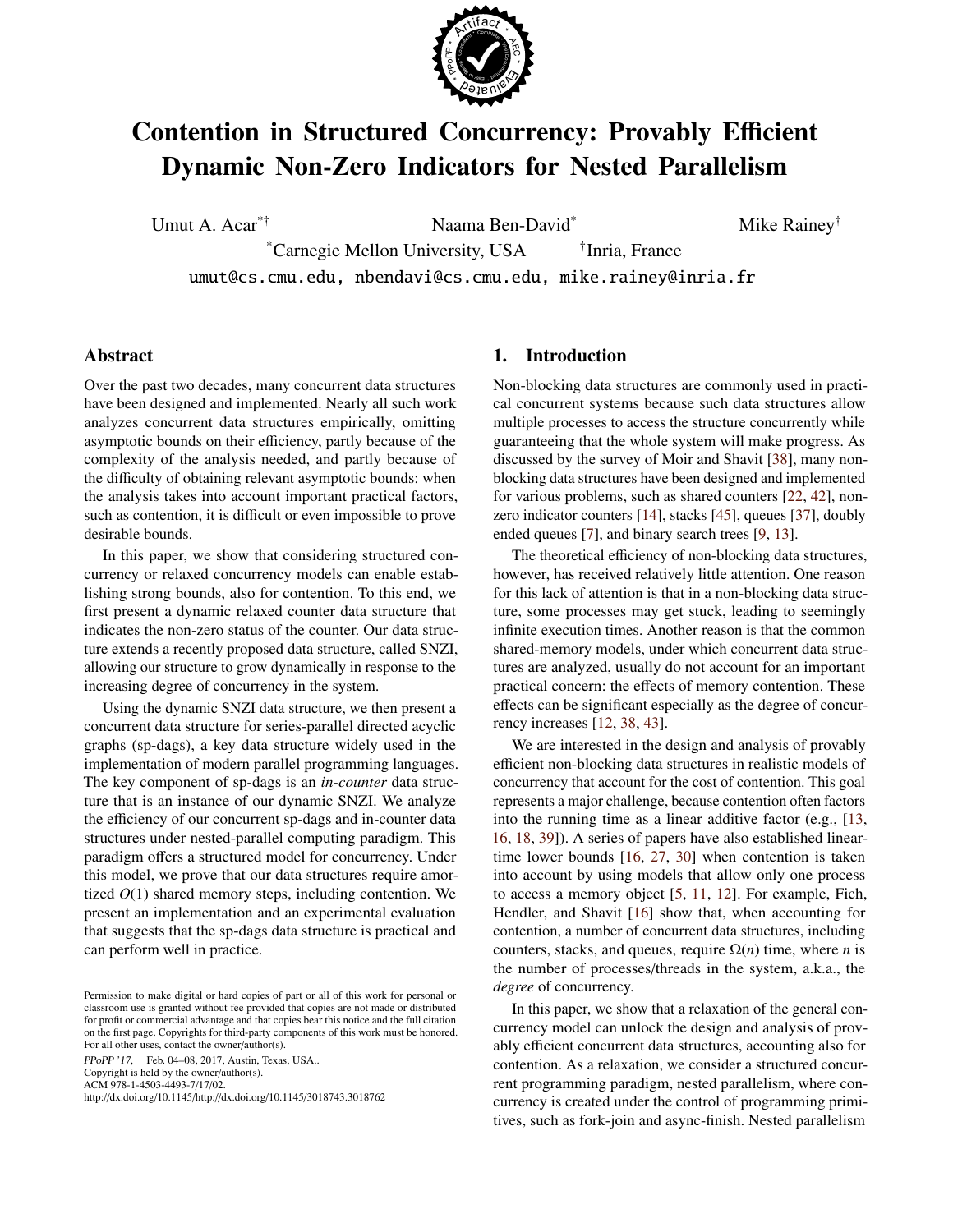# Contention in Structured Concurrency: Provably Efficient Dynamic Non-Zero Indicators for Nested Parallelism

Umut A. Acar[*†] Naama Ben-David[*] Mike Rainey[†]

[*]Carnegie Mellon University, USA [†]Inria, France

umut@cs.cmu.edu, nbendavi@cs.cmu.edu, mike.rainey@inria.fr

## Abstract

Over the past two decades, many concurrent data structures have been designed and implemented. Nearly all such work analyzes concurrent data structures empirically, omitting asymptotic bounds on their efficiency, partly because of the complexity of the analysis needed, and partly because of the difficulty of obtaining relevant asymptotic bounds: when the analysis takes into account important practical factors, such as contention, it is difficult or even impossible to prove desirable bounds.

In this paper, we show that considering structured concurrency or relaxed concurrency models can enable establishing strong bounds, also for contention. To this end, we first present a dynamic relaxed counter data structure that indicates the non-zero status of the counter. Our data structure extends a recently proposed data structure, called SNZI, allowing our structure to grow dynamically in response to the increasing degree of concurrency in the system.

Using the dynamic SNZI data structure, we then present a concurrent data structure for series-parallel directed acyclic graphs (sp-dags), a key data structure widely used in the implementation of modern parallel programming languages. The key component of sp-dags is an *in-counter* data structure that is an instance of our dynamic SNZI. We analyze the efficiency of our concurrent sp-dags and in-counter data structures under nested-parallel computing paradigm. This paradigm offers a structured model for concurrency. Under this model, we prove that our data structures require amortized $O(1)$ shared memory steps, including contention. We present an implementation and an experimental evaluation that suggests that the sp-dags data structure is practical and can perform well in practice.

Permission to make digital or hard copies of part or all of this work for personal or classroom use is granted without fee provided that copies are not made or distributed for profit or commercial advantage and that copies bear this notice and the full citation on the first page. Copyrights for third-party components of this work must be honored. For all other uses, contact the owner/author(s).

*PPoPP '17*, Feb. 04–08, 2017, Austin, Texas, USA..
Copyright is held by the owner/author(s).
ACM 978-1-4503-4493-7/17/02.
http://dx.doi.org/10.1145/http://dx.doi.org/10.1145/3018743.3018762

## 1. Introduction

Non-blocking data structures are commonly used in practical concurrent systems because such data structures allow multiple processes to access the structure concurrently while guaranteeing that the whole system will make progress. As discussed by the survey of Moir and Shavit [38], many non-blocking data structures have been designed and implemented for various problems, such as shared counters [22, 42], non-zero indicator counters [14], stacks [45], queues [37], doubly ended queues [7], and binary search trees [9, 13].

The theoretical efficiency of non-blocking data structures, however, has received relatively little attention. One reason for this lack of attention is that in a non-blocking data structure, some processes may get stuck, leading to seemingly infinite execution times. Another reason is that the common shared-memory models, under which concurrent data structures are analyzed, usually do not account for an important practical concern: the effects of memory contention. These effects can be significant especially as the degree of concurrency increases [12, 38, 43].

We are interested in the design and analysis of provably efficient non-blocking data structures in realistic models of concurrency that account for the cost of contention. This goal represents a major challenge, because contention often factors into the running time as a linear additive factor (e.g., [13, 16, 18, 39]). A series of papers have also established linear-time lower bounds [16, 27, 30] when contention is taken into account by using models that allow only one process to access a memory object [5, 11, 12]. For example, Fich, Hendler, and Shavit [16] show that, when accounting for contention, a number of concurrent data structures, including counters, stacks, and queues, require $\Omega(n)$ time, where $n$ is the number of processes/threads in the system, a.k.a., the *degree* of concurrency.

In this paper, we show that a relaxation of the general concurrency model can unlock the design and analysis of provably efficient concurrent data structures, accounting also for contention. As a relaxation, we consider a structured concurrent programming paradigm, nested parallelism, where concurrency is created under the control of programming primitives, such as fork-join and async-finish. Nested parallelism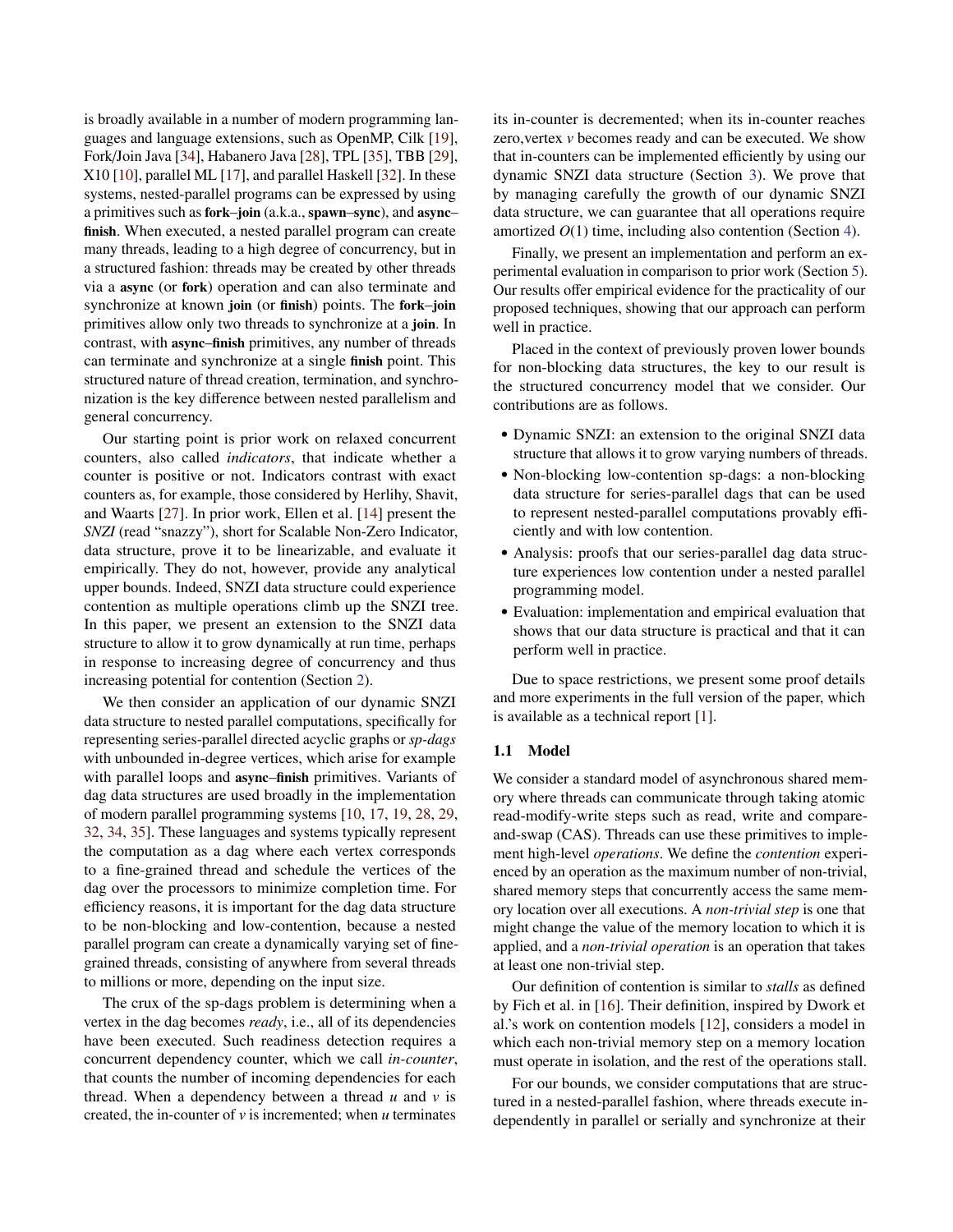is broadly available in a number of modern programming languages and language extensions, such as OpenMP, Cilk [19], Fork/Join Java [34], Habanero Java [28], TPL [35], TBB [29], X10 [10], parallel ML [17], and parallel Haskell [32]. In these systems, nested-parallel programs can be expressed by using a primitives such as **fork–join** (a.k.a., **spawn–sync**), and **async–finish**. When executed, a nested parallel program can create many threads, leading to a high degree of concurrency, but in a structured fashion: threads may be created by other threads via a **async** (or **fork**) operation and can also terminate and synchronize at known **join** (or **finish**) points. The **fork–join** primitives allow only two threads to synchronize at a **join**. In contrast, with **async–finish** primitives, any number of threads can terminate and synchronize at a single **finish** point. This structured nature of thread creation, termination, and synchronization is the key difference between nested parallelism and general concurrency.

Our starting point is prior work on relaxed concurrent counters, also called *indicators*, that indicate whether a counter is positive or not. Indicators contrast with exact counters as, for example, those considered by Herlihy, Shavit, and Waarts [27]. In prior work, Ellen et al. [14] present the *SNZI* (read "snazzy"), short for Scalable Non-Zero Indicator, data structure, prove it to be linearizable, and evaluate it empirically. They do not, however, provide any analytical upper bounds. Indeed, SNZI data structure could experience contention as multiple operations climb up the SNZI tree. In this paper, we present an extension to the SNZI data structure to allow it to grow dynamically at run time, perhaps in response to increasing degree of concurrency and thus increasing potential for contention (Section 2).

We then consider an application of our dynamic SNZI data structure to nested parallel computations, specifically for representing series-parallel directed acyclic graphs or *sp-dags* with unbounded in-degree vertices, which arise for example with parallel loops and **async–finish** primitives. Variants of dag data structures are used broadly in the implementation of modern parallel programming systems [10, 17, 19, 28, 29, 32, 34, 35]. These languages and systems typically represent the computation as a dag where each vertex corresponds to a fine-grained thread and schedule the vertices of the dag over the processors to minimize completion time. For efficiency reasons, it is important for the dag data structure to be non-blocking and low-contention, because a nested parallel program can create a dynamically varying set of fine-grained threads, consisting of anywhere from several threads to millions or more, depending on the input size.

The crux of the sp-dags problem is determining when a vertex in the dag becomes *ready*, i.e., all of its dependencies have been executed. Such readiness detection requires a concurrent dependency counter, which we call *in-counter*, that counts the number of incoming dependencies for each thread. When a dependency between a thread $u$ and $v$ is created, the in-counter of $v$ is incremented; when $u$ terminates its in-counter is decremented; when its in-counter reaches zero,vertex $v$ becomes ready and can be executed. We show that in-counters can be implemented efficiently by using our dynamic SNZI data structure (Section 3). We prove that by managing carefully the growth of our dynamic SNZI data structure, we can guarantee that all operations require amortized $O(1)$ time, including also contention (Section 4).

Finally, we present an implementation and perform an experimental evaluation in comparison to prior work (Section 5). Our results offer empirical evidence for the practicality of our proposed techniques, showing that our approach can perform well in practice.

Placed in the context of previously proven lower bounds for non-blocking data structures, the key to our result is the structured concurrency model that we consider. Our contributions are as follows.

- Dynamic SNZI: an extension to the original SNZI data structure that allows it to grow varying numbers of threads.
- Non-blocking low-contention sp-dags: a non-blocking data structure for series-parallel dags that can be used to represent nested-parallel computations provably efficiently and with low contention.
- Analysis: proofs that our series-parallel dag data structure experiences low contention under a nested parallel programming model.
- Evaluation: implementation and empirical evaluation that shows that our data structure is practical and that it can perform well in practice.

Due to space restrictions, we present some proof details and more experiments in the full version of the paper, which is available as a technical report [1].

### 1.1 Model

We consider a standard model of asynchronous shared memory where threads can communicate through taking atomic read-modify-write steps such as read, write and compare-and-swap (CAS). Threads can use these primitives to implement high-level *operations*. We define the *contention* experienced by an operation as the maximum number of non-trivial, shared memory steps that concurrently access the same memory location over all executions. A *non-trivial step* is one that might change the value of the memory location to which it is applied, and a *non-trivial operation* is an operation that takes at least one non-trivial step.

Our definition of contention is similar to *stalls* as defined by Fich et al. in [16]. Their definition, inspired by Dwork et al.'s work on contention models [12], considers a model in which each non-trivial memory step on a memory location must operate in isolation, and the rest of the operations stall.

For our bounds, we consider computations that are structured in a nested-parallel fashion, where threads execute independently in parallel or serially and synchronize at their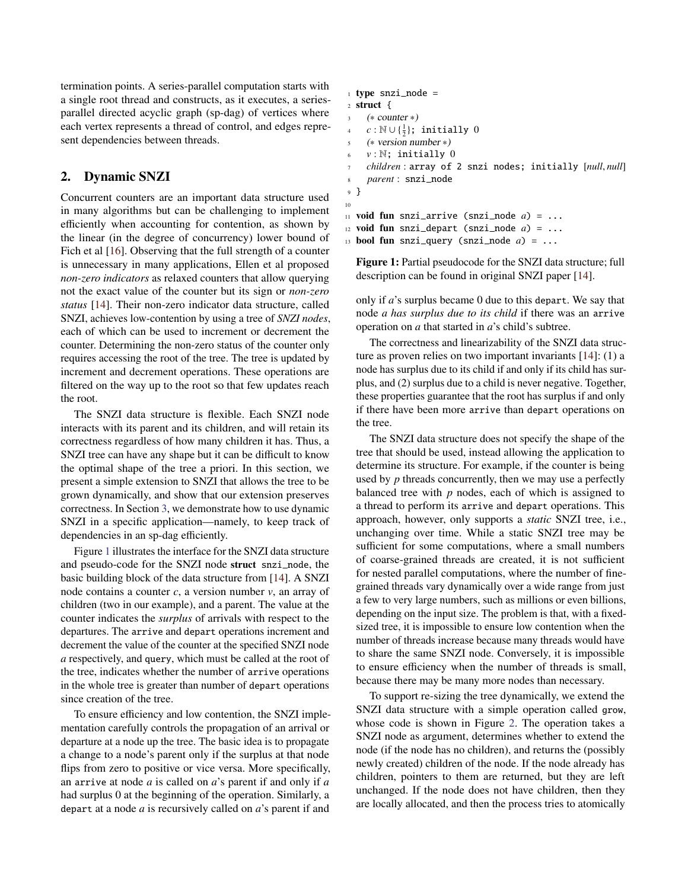termination points. A series-parallel computation starts with a single root thread and constructs, as it executes, a series-parallel directed acyclic graph (sp-dag) of vertices where each vertex represents a thread of control, and edges represent dependencies between threads.

## 2. Dynamic SNZI

Concurrent counters are an important data structure used in many algorithms but can be challenging to implement efficiently when accounting for contention, as shown by the linear (in the degree of concurrency) lower bound of Fich et al [16]. Observing that the full strength of a counter is unnecessary in many applications, Ellen et al proposed *non-zero indicators* as relaxed counters that allow querying not the exact value of the counter but its sign or *non-zero status* [14]. Their non-zero indicator data structure, called SNZI, achieves low-contention by using a tree of *SNZI nodes*, each of which can be used to increment or decrement the counter. Determining the non-zero status of the counter only requires accessing the root of the tree. The tree is updated by increment and decrement operations. These operations are filtered on the way up to the root so that few updates reach the root.

The SNZI data structure is flexible. Each SNZI node interacts with its parent and its children, and will retain its correctness regardless of how many children it has. Thus, a SNZI tree can have any shape but it can be difficult to know the optimal shape of the tree a priori. In this section, we present a simple extension to SNZI that allows the tree to be grown dynamically, and show that our extension preserves correctness. In Section 3, we demonstrate how to use dynamic SNZI in a specific application—namely, to keep track of dependencies in an sp-dag efficiently.

Figure 1 illustrates the interface for the SNZI data structure and pseudo-code for the SNZI node **struct** `snzi_node`, the basic building block of the data structure from [14]. A SNZI node contains a counter $c$, a version number $v$, an array of children (two in our example), and a parent. The value at the counter indicates the *surplus* of arrivals with respect to the departures. The `arrive` and `depart` operations increment and decrement the value of the counter at the specified SNZI node $a$ respectively, and `query`, which must be called at the root of the tree, indicates whether the number of `arrive` operations in the whole tree is greater than number of `depart` operations since creation of the tree.

To ensure efficiency and low contention, the SNZI implementation carefully controls the propagation of an arrival or departure at a node up the tree. The basic idea is to propagate a change to a node's parent only if the surplus at that node flips from zero to positive or vice versa. More specifically, an `arrive` at node $a$ is called on $a$'s parent if and only if $a$ had surplus 0 at the beginning of the operation. Similarly, a `depart` at a node $a$ is recursively called on $a$'s parent if and only if $a$'s surplus became 0 due to this `depart`. We say that node *a has surplus due to its child* if there was an `arrive` operation on $a$ that started in $a$'s child's subtree.

```
1  type snzi_node =
2  struct {
3    (* counter *)
4    c : ℕ ∪ {1/2}; initially 0
5    (* version number *)
6    v : ℕ; initially 0
7    children : array of 2 snzi nodes; initially [null, null]
8    parent : snzi_node
9  }
10
11 void fun snzi_arrive (snzi_node a) = ...
12 void fun snzi_depart (snzi_node a) = ...
13 bool fun snzi_query (snzi_node a) = ...
```

**Figure 1:** Partial pseudocode for the SNZI data structure; full description can be found in original SNZI paper [14].

The correctness and linearizability of the SNZI data structure as proven relies on two important invariants [14]: (1) a node has surplus due to its child if and only if its child has surplus, and (2) surplus due to a child is never negative. Together, these properties guarantee that the root has surplus if and only if there have been more `arrive` than `depart` operations on the tree.

The SNZI data structure does not specify the shape of the tree that should be used, instead allowing the application to determine its structure. For example, if the counter is being used by $p$ threads concurrently, then we may use a perfectly balanced tree with $p$ nodes, each of which is assigned to a thread to perform its `arrive` and `depart` operations. This approach, however, only supports a *static* SNZI tree, i.e., unchanging over time. While a static SNZI tree may be sufficient for some computations, where a small numbers of coarse-grained threads are created, it is not sufficient for nested parallel computations, where the number of fine-grained threads vary dynamically over a wide range from just a few to very large numbers, such as millions or even billions, depending on the input size. The problem is that, with a fixed-sized tree, it is impossible to ensure low contention when the number of threads increase because many threads would have to share the same SNZI node. Conversely, it is impossible to ensure efficiency when the number of threads is small, because there may be many more nodes than necessary.

To support re-sizing the tree dynamically, we extend the SNZI data structure with a simple operation called `grow`, whose code is shown in Figure 2. The operation takes a SNZI node as argument, determines whether to extend the node (if the node has no children), and returns the (possibly newly created) children of the node. If the node already has children, pointers to them are returned, but they are left unchanged. If the node does not have children, then they are locally allocated, and then the process tries to atomically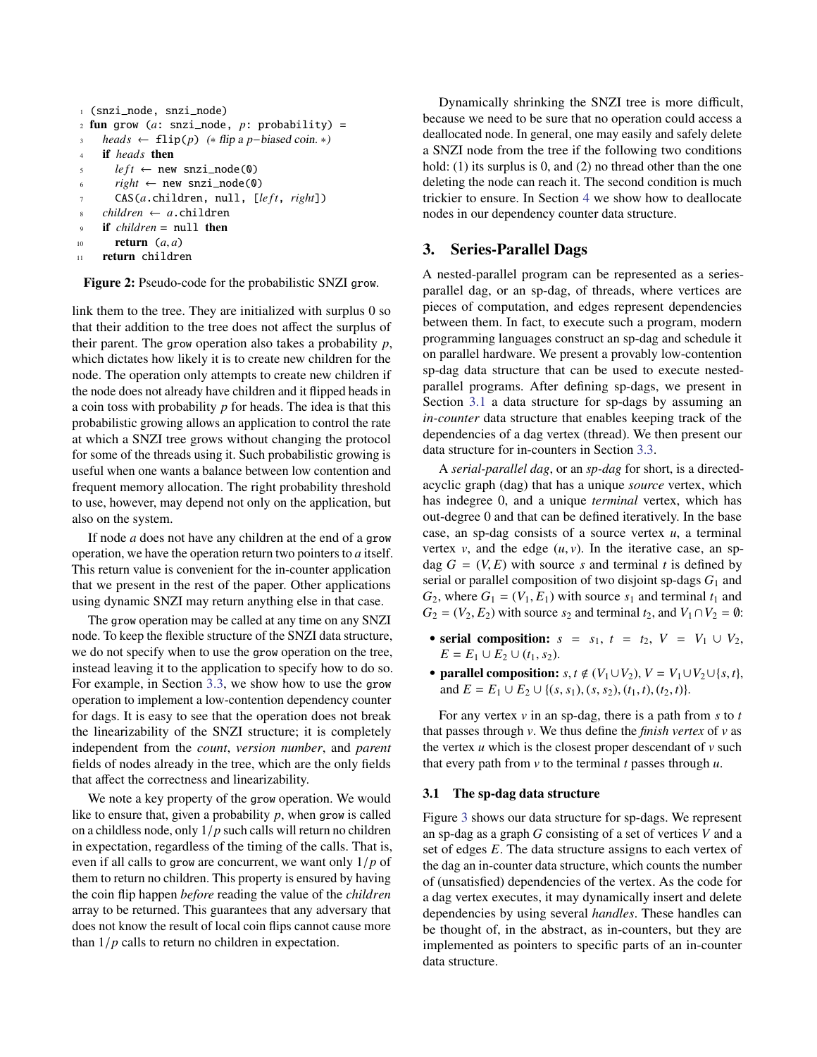```
1  (snzi_node, snzi_node)
2  fun grow (a: snzi_node, p: probability) =
3    heads ← flip(p)  (* flip a p−biased coin. *)
4    if heads then
5      left ← new snzi_node(0)
6      right ← new snzi_node(0)
7      CAS(a.children, null, [left, right])
8    children ← a.children
9    if children = null then
10     return (a, a)
11   return children
```

**Figure 2:** Pseudo-code for the probabilistic SNZI grow.

link them to the tree. They are initialized with surplus 0 so that their addition to the tree does not affect the surplus of their parent. The grow operation also takes a probability $p$, which dictates how likely it is to create new children for the node. The operation only attempts to create new children if the node does not already have children and it flipped heads in a coin toss with probability $p$ for heads. The idea is that this probabilistic growing allows an application to control the rate at which a SNZI tree grows without changing the protocol for some of the threads using it. Such probabilistic growing is useful when one wants a balance between low contention and frequent memory allocation. The right probability threshold to use, however, may depend not only on the application, but also on the system.

If node $a$ does not have any children at the end of a grow operation, we have the operation return two pointers to $a$ itself. This return value is convenient for the in-counter application that we present in the rest of the paper. Other applications using dynamic SNZI may return anything else in that case.

The grow operation may be called at any time on any SNZI node. To keep the flexible structure of the SNZI data structure, we do not specify when to use the grow operation on the tree, instead leaving it to the application to specify how to do so. For example, in Section 3.3, we show how to use the grow operation to implement a low-contention dependency counter for dags. It is easy to see that the operation does not break the linearizability of the SNZI structure; it is completely independent from the *count*, *version number*, and *parent* fields of nodes already in the tree, which are the only fields that affect the correctness and linearizability.

We note a key property of the grow operation. We would like to ensure that, given a probability $p$, when grow is called on a childless node, only $1/p$ such calls will return no children in expectation, regardless of the timing of the calls. That is, even if all calls to grow are concurrent, we want only $1/p$ of them to return no children. This property is ensured by having the coin flip happen *before* reading the value of the *children* array to be returned. This guarantees that any adversary that does not know the result of local coin flips cannot cause more than $1/p$ calls to return no children in expectation.

Dynamically shrinking the SNZI tree is more difficult, because we need to be sure that no operation could access a deallocated node. In general, one may easily and safely delete a SNZI node from the tree if the following two conditions hold: (1) its surplus is 0, and (2) no thread other than the one deleting the node can reach it. The second condition is much trickier to ensure. In Section 4 we show how to deallocate nodes in our dependency counter data structure.

## 3. Series-Parallel Dags

A nested-parallel program can be represented as a series-parallel dag, or an sp-dag, of threads, where vertices are pieces of computation, and edges represent dependencies between them. In fact, to execute such a program, modern programming languages construct an sp-dag and schedule it on parallel hardware. We present a provably low-contention sp-dag data structure that can be used to execute nested-parallel programs. After defining sp-dags, we present in Section 3.1 a data structure for sp-dags by assuming an *in-counter* data structure that enables keeping track of the dependencies of a dag vertex (thread). We then present our data structure for in-counters in Section 3.3.

A *serial-parallel dag*, or an *sp-dag* for short, is a directed-acyclic graph (dag) that has a unique *source* vertex, which has indegree 0, and a unique *terminal* vertex, which has out-degree 0 and that can be defined iteratively. In the base case, an sp-dag consists of a source vertex $u$, a terminal vertex $v$, and the edge $(u, v)$. In the iterative case, an sp-dag $G = (V, E)$ with source $s$ and terminal $t$ is defined by serial or parallel composition of two disjoint sp-dags $G_1$ and $G_2$, where $G_1 = (V_1, E_1)$ with source $s_1$ and terminal $t_1$ and $G_2 = (V_2, E_2)$ with source $s_2$ and terminal $t_2$, and $V_1 \cap V_2 = \emptyset$:

- **serial composition:** $s = s_1$, $t = t_2$, $V = V_1 \cup V_2$, $E = E_1 \cup E_2 \cup (t_1, s_2)$.
- **parallel composition:** $s, t \notin (V_1 \cup V_2)$, $V = V_1 \cup V_2 \cup \{s, t\}$, and $E = E_1 \cup E_2 \cup \{(s, s_1), (s, s_2), (t_1, t), (t_2, t)\}$.

For any vertex $v$ in an sp-dag, there is a path from $s$ to $t$ that passes through $v$. We thus define the *finish vertex* of $v$ as the vertex $u$ which is the closest proper descendant of $v$ such that every path from $v$ to the terminal $t$ passes through $u$.

### 3.1 The sp-dag data structure

Figure 3 shows our data structure for sp-dags. We represent an sp-dag as a graph $G$ consisting of a set of vertices $V$ and a set of edges $E$. The data structure assigns to each vertex of the dag an in-counter data structure, which counts the number of (unsatisfied) dependencies of the vertex. As the code for a dag vertex executes, it may dynamically insert and delete dependencies by using several *handles*. These handles can be thought of, in the abstract, as in-counters, but they are implemented as pointers to specific parts of an in-counter data structure.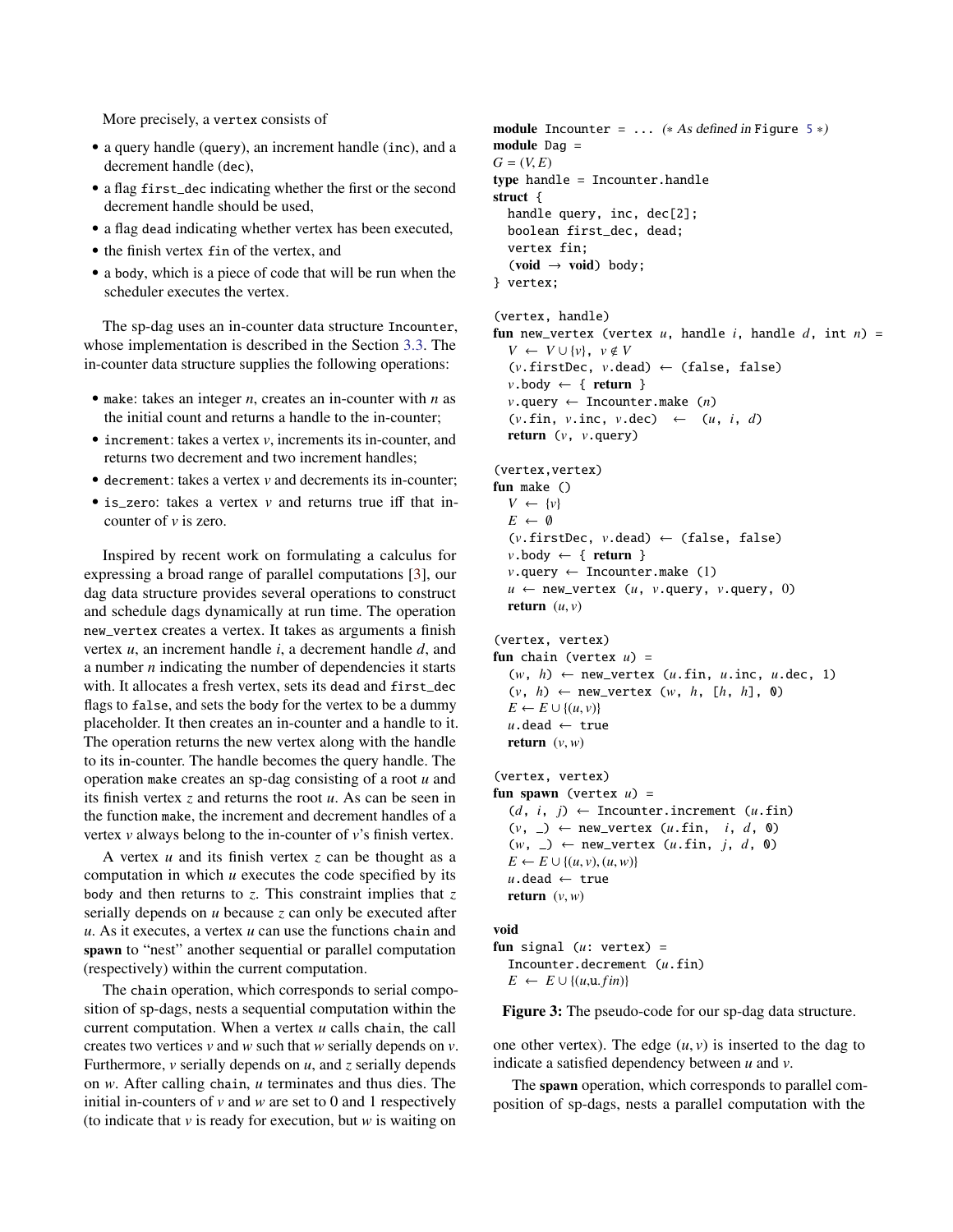More precisely, a vertex consists of

- a query handle (query), an increment handle (inc), and a decrement handle (dec),
- a flag first_dec indicating whether the first or the second decrement handle should be used,
- a flag dead indicating whether vertex has been executed,
- the finish vertex fin of the vertex, and
- a body, which is a piece of code that will be run when the scheduler executes the vertex.

The sp-dag uses an in-counter data structure Incounter, whose implementation is described in the Section 3.3. The in-counter data structure supplies the following operations:

- make: takes an integer $n$, creates an in-counter with $n$ as the initial count and returns a handle to the in-counter;
- increment: takes a vertex $v$, increments its in-counter, and returns two decrement and two increment handles;
- decrement: takes a vertex $v$ and decrements its in-counter;
- is_zero: takes a vertex $v$ and returns true iff that in-counter of $v$ is zero.

Inspired by recent work on formulating a calculus for expressing a broad range of parallel computations [3], our dag data structure provides several operations to construct and schedule dags dynamically at run time. The operation new_vertex creates a vertex. It takes as arguments a finish vertex $u$, an increment handle $i$, a decrement handle $d$, and a number $n$ indicating the number of dependencies it starts with. It allocates a fresh vertex, sets its dead and first_dec flags to false, and sets the body for the vertex to be a dummy placeholder. It then creates an in-counter and a handle to it. The operation returns the new vertex along with the handle to its in-counter. The handle becomes the query handle. The operation make creates an sp-dag consisting of a root $u$ and its finish vertex $z$ and returns the root $u$. As can be seen in the function make, the increment and decrement handles of a vertex $v$ always belong to the in-counter of $v$'s finish vertex.

A vertex $u$ and its finish vertex $z$ can be thought as a computation in which $u$ executes the code specified by its body and then returns to $z$. This constraint implies that $z$ serially depends on $u$ because $z$ can only be executed after $u$. As it executes, a vertex $u$ can use the functions chain and **spawn** to "nest" another sequential or parallel computation (respectively) within the current computation.

The chain operation, which corresponds to serial composition of sp-dags, nests a sequential computation within the current computation. When a vertex $u$ calls chain, the call creates two vertices $v$ and $w$ such that $w$ serially depends on $v$. Furthermore, $v$ serially depends on $u$, and $z$ serially depends on $w$. After calling chain, $u$ terminates and thus dies. The initial in-counters of $v$ and $w$ are set to 0 and 1 respectively (to indicate that $v$ is ready for execution, but $w$ is waiting on one other vertex). The edge $(u, v)$ is inserted to the dag to indicate a satisfied dependency between $u$ and $v$.

The **spawn** operation, which corresponds to parallel composition of sp-dags, nests a parallel computation with the

```
module Incounter = ... (* As defined in Figure 5 *)
module Dag =
G = (V, E)
type handle = Incounter.handle
struct {
  handle query, inc, dec[2];
  boolean first_dec, dead;
  vertex fin;
  (void → void) body;
} vertex;

(vertex, handle)
fun new_vertex (vertex u, handle i, handle d, int n) =
  V ← V ∪ {v}, v ∉ V
  (v.firstDec, v.dead) ← (false, false)
  v.body ← { return }
  v.query ← Incounter.make (n)
  (v.fin, v.inc, v.dec) ← (u, i, d)
  return (v, v.query)

(vertex,vertex)
fun make () =
  V ← {v}
  E ← ∅
  (v.firstDec, v.dead) ← (false, false)
  v.body ← { return }
  v.query ← Incounter.make (1)
  u ← new_vertex (u, v.query, v.query, 0)
  return (u, v)

(vertex, vertex)
fun chain (vertex u) =
  (w, h) ← new_vertex (u.fin, u.inc, u.dec, 1)
  (v, h) ← new_vertex (w, h, [h, h], 0)
  E ← E ∪ {(u, v)}
  u.dead ← true
  return (v, w)

(vertex, vertex)
fun spawn (vertex u) =
  (d, i, j) ← Incounter.increment (u.fin)
  (v, _) ← new_vertex (u.fin, i, d, 0)
  (w, _) ← new_vertex (u.fin, j, d, 0)
  E ← E ∪ {(u, v), (u, w)}
  u.dead ← true
  return (v, w)

void
fun signal (u: vertex) =
  Incounter.decrement (u.fin)
  E ← E ∪ {(u,u.fin)}
```

**Figure 3:** The pseudo-code for our sp-dag data structure.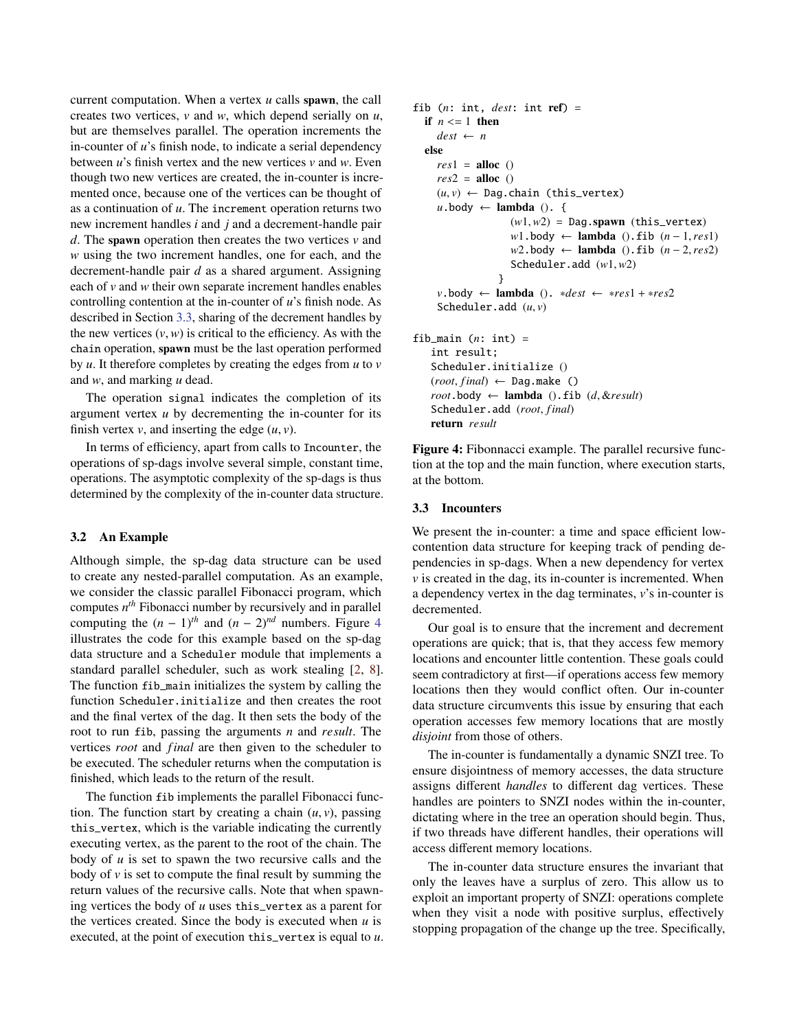current computation. When a vertex $u$ calls **spawn**, the call creates two vertices, $v$ and $w$, which depend serially on $u$, but are themselves parallel. The operation increments the in-counter of $u$'s finish node, to indicate a serial dependency between $u$'s finish vertex and the new vertices $v$ and $w$. Even though two new vertices are created, the in-counter is incremented once, because one of the vertices can be thought of as a continuation of $u$. The increment operation returns two new increment handles $i$ and $j$ and a decrement-handle pair $d$. The **spawn** operation then creates the two vertices $v$ and $w$ using the two increment handles, one for each, and the decrement-handle pair $d$ as a shared argument. Assigning each of $v$ and $w$ their own separate increment handles enables controlling contention at the in-counter of $u$'s finish node. As described in Section 3.3, sharing of the decrement handles by the new vertices $(v, w)$ is critical to the efficiency. As with the chain operation, **spawn** must be the last operation performed by $u$. It therefore completes by creating the edges from $u$ to $v$ and $w$, and marking $u$ dead.

The operation signal indicates the completion of its argument vertex $u$ by decrementing the in-counter for its finish vertex $v$, and inserting the edge $(u, v)$.

In terms of efficiency, apart from calls to Incounter, the operations of sp-dags involve several simple, constant time, operations. The asymptotic complexity of the sp-dags is thus determined by the complexity of the in-counter data structure.

### 3.2 An Example

Although simple, the sp-dag data structure can be used to create any nested-parallel computation. As an example, we consider the classic parallel Fibonacci program, which computes $n^{th}$ Fibonacci number by recursively and in parallel computing the $(n-1)^{th}$ and $(n-2)^{nd}$ numbers. Figure 4 illustrates the code for this example based on the sp-dag data structure and a Scheduler module that implements a standard parallel scheduler, such as work stealing [2, 8]. The function fib_main initializes the system by calling the function Scheduler.initialize and then creates the root and the final vertex of the dag. It then sets the body of the root to run fib, passing the arguments $n$ and $result$. The vertices $root$ and $final$ are then given to the scheduler to be executed. The scheduler returns when the computation is finished, which leads to the return of the result.

The function fib implements the parallel Fibonacci function. The function start by creating a chain $(u, v)$, passing this_vertex, which is the variable indicating the currently executing vertex, as the parent to the root of the chain. The body of $u$ is set to spawn the two recursive calls and the body of $v$ is set to compute the final result by summing the return values of the recursive calls. Note that when spawning vertices the body of $u$ uses this_vertex as a parent for the vertices created. Since the body is executed when $u$ is executed, at the point of execution this_vertex is equal to $u$.

```
fib (n: int, dest: int ref) =
  if n <= 1 then
    dest ← n
  else
    res1 = alloc ()
    res2 = alloc ()
    (u, v) ← Dag.chain (this_vertex)
    u.body ← lambda (). {
                (w1, w2) = Dag.spawn (this_vertex)
                w1.body ← lambda ().fib (n − 1, res1)
                w2.body ← lambda ().fib (n − 2, res2)
                Scheduler.add (w1, w2)
              }
    v.body ← lambda (). *dest ← *res1 + *res2
    Scheduler.add (u, v)

fib_main (n: int) =
   int result;
   Scheduler.initialize ()
   (root, final) ← Dag.make ()
   root.body ← lambda ().fib (d, &result)
   Scheduler.add (root, final)
   return result
```

**Figure 4:** Fibonnacci example. The parallel recursive function at the top and the main function, where execution starts, at the bottom.

### 3.3 Incounters

We present the in-counter: a time and space efficient low-contention data structure for keeping track of pending dependencies in sp-dags. When a new dependency for vertex $v$ is created in the dag, its in-counter is incremented. When a dependency vertex in the dag terminates, $v$'s in-counter is decremented.

Our goal is to ensure that the increment and decrement operations are quick; that is, that they access few memory locations and encounter little contention. These goals could seem contradictory at first—if operations access few memory locations then they would conflict often. Our in-counter data structure circumvents this issue by ensuring that each operation accesses few memory locations that are mostly *disjoint* from those of others.

The in-counter is fundamentally a dynamic SNZI tree. To ensure disjointness of memory accesses, the data structure assigns different *handles* to different dag vertices. These handles are pointers to SNZI nodes within the in-counter, dictating where in the tree an operation should begin. Thus, if two threads have different handles, their operations will access different memory locations.

The in-counter data structure ensures the invariant that only the leaves have a surplus of zero. This allow us to exploit an important property of SNZI: operations complete when they visit a node with positive surplus, effectively stopping propagation of the change up the tree. Specifically,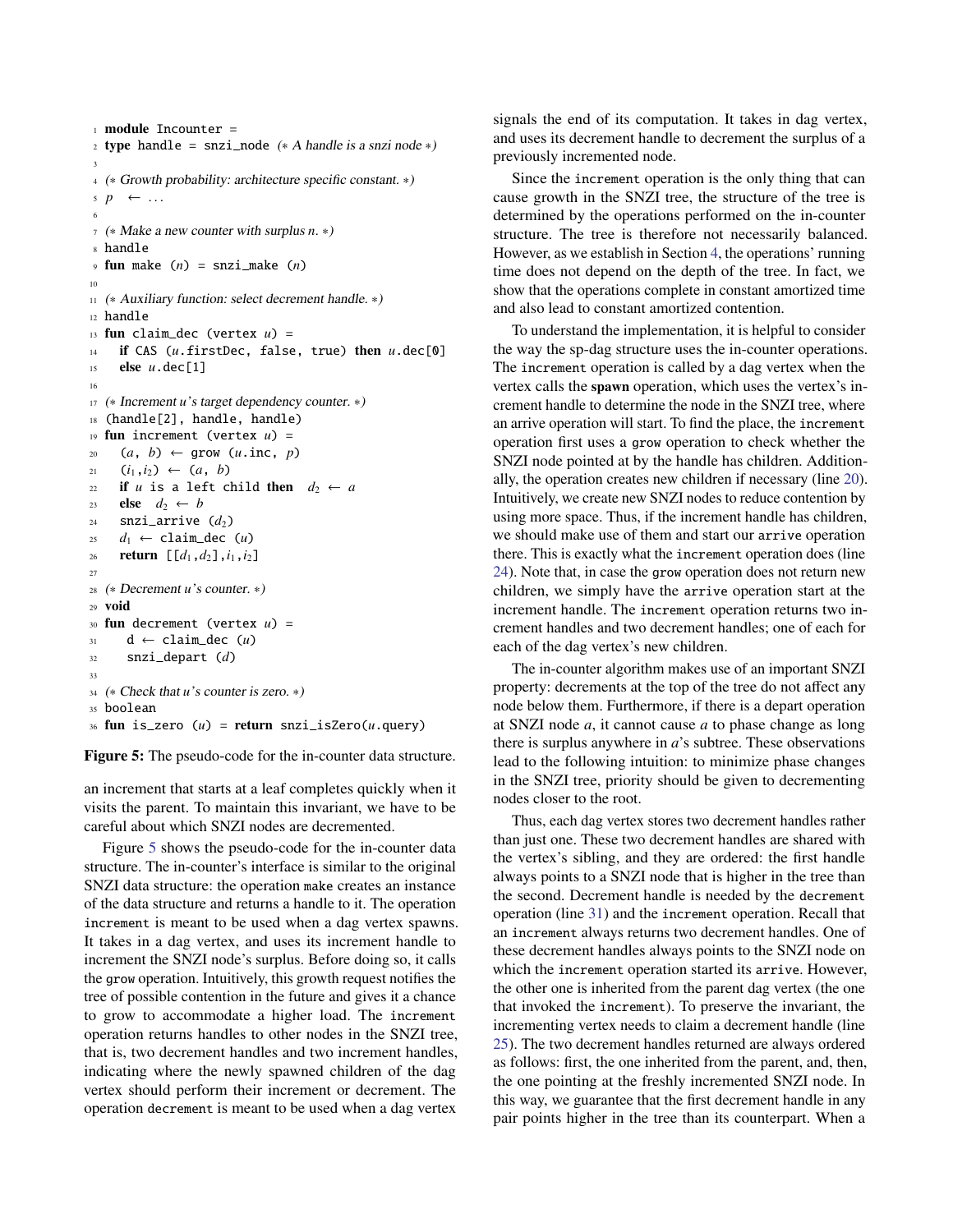```
1  module Incounter =
2  type handle = snzi_node (* A handle is a snzi node *)
3
4  (* Growth probability: architecture specific constant. *)
5  p  ← ...
6
7  (* Make a new counter with surplus n. *)
8  handle
9  fun make (n) = snzi_make (n)
10
11 (* Auxiliary function: select decrement handle. *)
12 handle
13 fun claim_dec (vertex u) =
14   if CAS (u.firstDec, false, true) then u.dec[0]
15   else u.dec[1]
16
17 (* Increment u's target dependency counter. *)
18 (handle[2], handle, handle)
19 fun increment (vertex u) =
20   (a, b) ← grow (u.inc, p)
21   (i1,i2) ← (a, b)
22   if u is a left child then  d2 ← a
23   else  d2 ← b
24   snzi_arrive (d2)
25   d1 ← claim_dec (u)
26   return [[d1,d2],i1,i2]
27
28 (* Decrement u's counter. *)
29 void
30 fun decrement (vertex u) =
31    d ← claim_dec (u)
32    snzi_depart (d)
33
34 (* Check that u's counter is zero. *)
35 boolean
36 fun is_zero (u) = return snzi_isZero(u.query)
```

**Figure 5:** The pseudo-code for the in-counter data structure.

an increment that starts at a leaf completes quickly when it visits the parent. To maintain this invariant, we have to be careful about which SNZI nodes are decremented.

Figure 5 shows the pseudo-code for the in-counter data structure. The in-counter's interface is similar to the original SNZI data structure: the operation `make` creates an instance of the data structure and returns a handle to it. The operation `increment` is meant to be used when a dag vertex spawns. It takes in a dag vertex, and uses its increment handle to increment the SNZI node's surplus. Before doing so, it calls the `grow` operation. Intuitively, this growth request notifies the tree of possible contention in the future and gives it a chance to grow to accommodate a higher load. The `increment` operation returns handles to other nodes in the SNZI tree, that is, two decrement handles and two increment handles, indicating where the newly spawned children of the dag vertex should perform their increment or decrement. The operation `decrement` is meant to be used when a dag vertex signals the end of its computation. It takes in dag vertex, and uses its decrement handle to decrement the surplus of a previously incremented node.

Since the `increment` operation is the only thing that can cause growth in the SNZI tree, the structure of the tree is determined by the operations performed on the in-counter structure. The tree is therefore not necessarily balanced. However, as we establish in Section 4, the operations' running time does not depend on the depth of the tree. In fact, we show that the operations complete in constant amortized time and also lead to constant amortized contention.

To understand the implementation, it is helpful to consider the way the sp-dag structure uses the in-counter operations. The `increment` operation is called by a dag vertex when the vertex calls the **spawn** operation, which uses the vertex's increment handle to determine the node in the SNZI tree, where an arrive operation will start. To find the place, the `increment` operation first uses a `grow` operation to check whether the SNZI node pointed at by the handle has children. Additionally, the operation creates new children if necessary (line 20). Intuitively, we create new SNZI nodes to reduce contention by using more space. Thus, if the increment handle has children, we should make use of them and start our `arrive` operation there. This is exactly what the `increment` operation does (line 24). Note that, in case the `grow` operation does not return new children, we simply have the `arrive` operation start at the increment handle. The `increment` operation returns two increment handles and two decrement handles; one of each for each of the dag vertex's new children.

The in-counter algorithm makes use of an important SNZI property: decrements at the top of the tree do not affect any node below them. Furthermore, if there is a depart operation at SNZI node $a$, it cannot cause $a$ to phase change as long there is surplus anywhere in $a$'s subtree. These observations lead to the following intuition: to minimize phase changes in the SNZI tree, priority should be given to decrementing nodes closer to the root.

Thus, each dag vertex stores two decrement handles rather than just one. These two decrement handles are shared with the vertex's sibling, and they are ordered: the first handle always points to a SNZI node that is higher in the tree than the second. Decrement handle is needed by the `decrement` operation (line 31) and the `increment` operation. Recall that an `increment` always returns two decrement handles. One of these decrement handles always points to the SNZI node on which the `increment` operation started its `arrive`. However, the other one is inherited from the parent dag vertex (the one that invoked the `increment`). To preserve the invariant, the incrementing vertex needs to claim a decrement handle (line 25). The two decrement handles returned are always ordered as follows: first, the one inherited from the parent, and, then, the one pointing at the freshly incremented SNZI node. In this way, we guarantee that the first decrement handle in any pair points higher in the tree than its counterpart. When a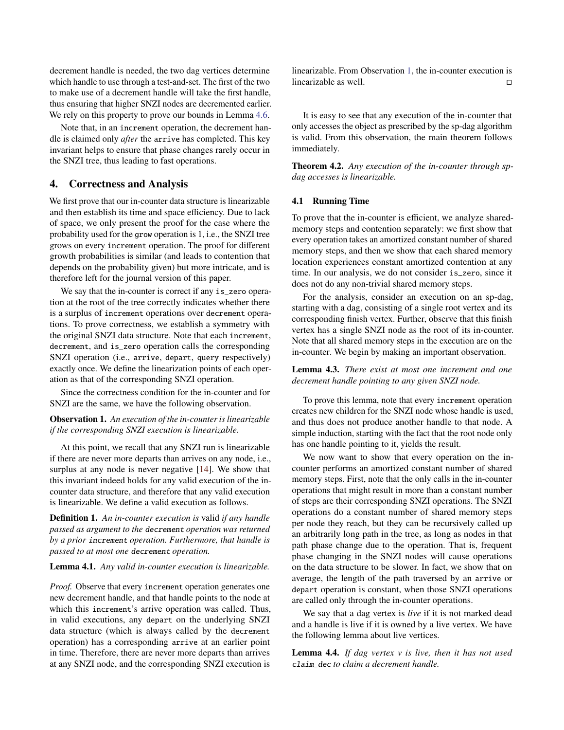decrement handle is needed, the two dag vertices determine which handle to use through a test-and-set. The first of the two to make use of a decrement handle will take the first handle, thus ensuring that higher SNZI nodes are decremented earlier. We rely on this property to prove our bounds in Lemma 4.6.

Note that, in an `increment` operation, the decrement handle is claimed only *after* the `arrive` has completed. This key invariant helps to ensure that phase changes rarely occur in the SNZI tree, thus leading to fast operations.

## 4. Correctness and Analysis

We first prove that our in-counter data structure is linearizable and then establish its time and space efficiency. Due to lack of space, we only present the proof for the case where the probability used for the `grow` operation is 1, i.e., the SNZI tree grows on every `increment` operation. The proof for different growth probabilities is similar (and leads to contention that depends on the probability given) but more intricate, and is therefore left for the journal version of this paper.

We say that the in-counter is correct if any `is_zero` operation at the root of the tree correctly indicates whether there is a surplus of `increment` operations over `decrement` operations. To prove correctness, we establish a symmetry with the original SNZI data structure. Note that each `increment`, `decrement`, and `is_zero` operation calls the corresponding SNZI operation (i.e., `arrive`, `depart`, `query` respectively) exactly once. We define the linearization points of each operation as that of the corresponding SNZI operation.

Since the correctness condition for the in-counter and for SNZI are the same, we have the following observation.

**Observation 1.** *An execution of the in-counter is linearizable if the corresponding SNZI execution is linearizable.*

At this point, we recall that any SNZI run is linearizable if there are never more departs than arrives on any node, i.e., surplus at any node is never negative [14]. We show that this invariant indeed holds for any valid execution of the in-counter data structure, and therefore that any valid execution is linearizable. We define a valid execution as follows.

**Definition 1.** *An in-counter execution is* valid *if any handle passed as argument to the* `decrement` *operation was returned by a prior* `increment` *operation. Furthermore, that handle is passed to at most one* `decrement` *operation.*

**Lemma 4.1.** *Any valid in-counter execution is linearizable.*

*Proof.* Observe that every `increment` operation generates one new decrement handle, and that handle points to the node at which this `increment`'s arrive operation was called. Thus, in valid executions, any `depart` on the underlying SNZI data structure (which is always called by the `decrement` operation) has a corresponding `arrive` at an earlier point in time. Therefore, there are never more departs than arrives at any SNZI node, and the corresponding SNZI execution is linearizable. From Observation 1, the in-counter execution is linearizable as well. □

It is easy to see that any execution of the in-counter that only accesses the object as prescribed by the sp-dag algorithm is valid. From this observation, the main theorem follows immediately.

**Theorem 4.2.** *Any execution of the in-counter through sp-dag accesses is linearizable.*

### 4.1 Running Time

To prove that the in-counter is efficient, we analyze shared-memory steps and contention separately: we first show that every operation takes an amortized constant number of shared memory steps, and then we show that each shared memory location experiences constant amortized contention at any time. In our analysis, we do not consider `is_zero`, since it does not do any non-trivial shared memory steps.

For the analysis, consider an execution on an sp-dag, starting with a dag, consisting of a single root vertex and its corresponding finish vertex. Further, observe that this finish vertex has a single SNZI node as the root of its in-counter. Note that all shared memory steps in the execution are on the in-counter. We begin by making an important observation.

**Lemma 4.3.** *There exist at most one increment and one decrement handle pointing to any given SNZI node.*

To prove this lemma, note that every `increment` operation creates new children for the SNZI node whose handle is used, and thus does not produce another handle to that node. A simple induction, starting with the fact that the root node only has one handle pointing to it, yields the result.

We now want to show that every operation on the in-counter performs an amortized constant number of shared memory steps. First, note that the only calls in the in-counter operations that might result in more than a constant number of steps are their corresponding SNZI operations. The SNZI operations do a constant number of shared memory steps per node they reach, but they can be recursively called up an arbitrarily long path in the tree, as long as nodes in that path phase change due to the operation. That is, frequent phase changing in the SNZI nodes will cause operations on the data structure to be slower. In fact, we show that on average, the length of the path traversed by an `arrive` or `depart` operation is constant, when those SNZI operations are called only through the in-counter operations.

We say that a dag vertex is *live* if it is not marked dead and a handle is live if it is owned by a live vertex. We have the following lemma about live vertices.

**Lemma 4.4.** *If dag vertex $v$ is live, then it has not used* `claim_dec` *to claim a decrement handle.*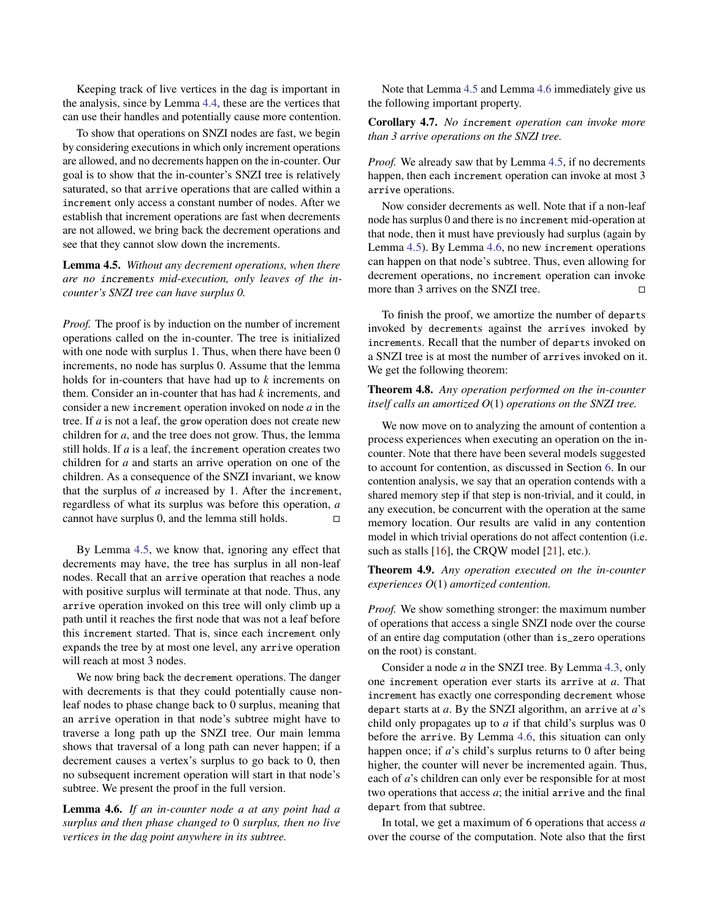Keeping track of live vertices in the dag is important in the analysis, since by Lemma 4.4, these are the vertices that can use their handles and potentially cause more contention.

To show that operations on SNZI nodes are fast, we begin by considering executions in which only increment operations are allowed, and no decrements happen on the in-counter. Our goal is to show that the in-counter's SNZI tree is relatively saturated, so that `arrive` operations that are called within a `increment` only access a constant number of nodes. After we establish that increment operations are fast when decrements are not allowed, we bring back the decrement operations and see that they cannot slow down the increments.

**Lemma 4.5.** *Without any decrement operations, when there are no `increments` mid-execution, only leaves of the in-counter's SNZI tree can have surplus 0.*

*Proof.* The proof is by induction on the number of increment operations called on the in-counter. The tree is initialized with one node with surplus 1. Thus, when there have been 0 increments, no node has surplus 0. Assume that the lemma holds for in-counters that have had up to $k$ increments on them. Consider an in-counter that has had $k$ increments, and consider a new `increment` operation invoked on node $a$ in the tree. If $a$ is not a leaf, the `grow` operation does not create new children for $a$, and the tree does not grow. Thus, the lemma still holds. If $a$ is a leaf, the `increment` operation creates two children for $a$ and starts an arrive operation on one of the children. As a consequence of the SNZI invariant, we know that the surplus of $a$ increased by 1. After the `increment`, regardless of what its surplus was before this operation, $a$ cannot have surplus 0, and the lemma still holds. □

By Lemma 4.5, we know that, ignoring any effect that decrements may have, the tree has surplus in all non-leaf nodes. Recall that an `arrive` operation that reaches a node with positive surplus will terminate at that node. Thus, any `arrive` operation invoked on this tree will only climb up a path until it reaches the first node that was not a leaf before this `increment` started. That is, since each `increment` only expands the tree by at most one level, any `arrive` operation will reach at most 3 nodes.

We now bring back the `decrement` operations. The danger with decrements is that they could potentially cause non-leaf nodes to phase change back to 0 surplus, meaning that an `arrive` operation in that node's subtree might have to traverse a long path up the SNZI tree. Our main lemma shows that traversal of a long path can never happen; if a decrement causes a vertex's surplus to go back to 0, then no subsequent increment operation will start in that node's subtree. We present the proof in the full version.

**Lemma 4.6.** *If an in-counter node $a$ at any point had a surplus and then phase changed to 0 surplus, then no live vertices in the dag point anywhere in its subtree.*

Note that Lemma 4.5 and Lemma 4.6 immediately give us the following important property.

**Corollary 4.7.** *No `increment` operation can invoke more than 3 `arrive` operations on the SNZI tree.*

*Proof.* We already saw that by Lemma 4.5, if no decrements happen, then each `increment` operation can invoke at most 3 `arrive` operations.

Now consider decrements as well. Note that if a non-leaf node has surplus 0 and there is no `increment` mid-operation at that node, then it must have previously had surplus (again by Lemma 4.5). By Lemma 4.6, no new `increment` operations can happen on that node's subtree. Thus, even allowing for decrement operations, no `increment` operation can invoke more than 3 arrives on the SNZI tree. □

To finish the proof, we amortize the number of `departs` invoked by `decrements` against the `arrives` invoked by `increments`. Recall that the number of `departs` invoked on a SNZI tree is at most the number of `arrives` invoked on it. We get the following theorem:

**Theorem 4.8.** *Any operation performed on the in-counter itself calls an amortized $O(1)$ operations on the SNZI tree.*

We now move on to analyzing the amount of contention a process experiences when executing an operation on the in-counter. Note that there have been several models suggested to account for contention, as discussed in Section 6. In our contention analysis, we say that an operation contends with a shared memory step if that step is non-trivial, and it could, in any execution, be concurrent with the operation at the same memory location. Our results are valid in any contention model in which trivial operations do not affect contention (i.e. such as stalls [16], the CRQW model [21], etc.).

**Theorem 4.9.** *Any operation executed on the in-counter experiences $O(1)$ amortized contention.*

*Proof.* We show something stronger: the maximum number of operations that access a single SNZI node over the course of an entire dag computation (other than `is_zero` operations on the root) is constant.

Consider a node $a$ in the SNZI tree. By Lemma 4.3, only one `increment` operation ever starts its `arrive` at $a$. That `increment` has exactly one corresponding `decrement` whose `depart` starts at $a$. By the SNZI algorithm, an `arrive` at $a$'s child only propagates up to $a$ if that child's surplus was 0 before the `arrive`. By Lemma 4.6, this situation can only happen once; if $a$'s child's surplus returns to 0 after being higher, the counter will never be incremented again. Thus, each of $a$'s children can only ever be responsible for at most two operations that access $a$; the initial `arrive` and the final `depart` from that subtree.

In total, we get a maximum of 6 operations that access $a$ over the course of the computation. Note also that the first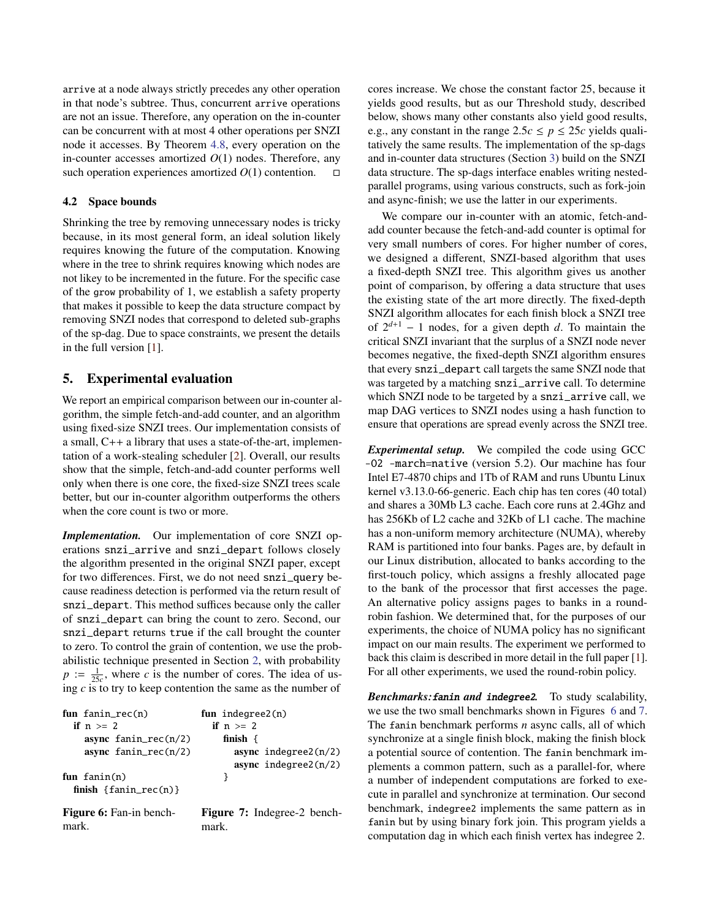arrive at a node always strictly precedes any other operation in that node's subtree. Thus, concurrent arrive operations are not an issue. Therefore, any operation on the in-counter can be concurrent with at most 4 other operations per SNZI node it accesses. By Theorem 4.8, every operation on the in-counter accesses amortized $O(1)$ nodes. Therefore, any such operation experiences amortized $O(1)$ contention. □

### 4.2 Space bounds

Shrinking the tree by removing unnecessary nodes is tricky because, in its most general form, an ideal solution likely requires knowing the future of the computation. Knowing where in the tree to shrink requires knowing which nodes are not likey to be incremented in the future. For the specific case of the grow probability of 1, we establish a safety property that makes it possible to keep the data structure compact by removing SNZI nodes that correspond to deleted sub-graphs of the sp-dag. Due to space constraints, we present the details in the full version [1].

## 5. Experimental evaluation

We report an empirical comparison between our in-counter algorithm, the simple fetch-and-add counter, and an algorithm using fixed-size SNZI trees. Our implementation consists of a small, C++ a library that uses a state-of-the-art, implementation of a work-stealing scheduler [2]. Overall, our results show that the simple, fetch-and-add counter performs well only when there is one core, the fixed-size SNZI trees scale better, but our in-counter algorithm outperforms the others when the core count is two or more.

***Implementation.*** Our implementation of core SNZI operations snzi_arrive and snzi_depart follows closely the algorithm presented in the original SNZI paper, except for two differences. First, we do not need snzi_query because readiness detection is performed via the return result of snzi_depart. This method suffices because only the caller of snzi_depart can bring the count to zero. Second, our snzi_depart returns true if the call brought the counter to zero. To control the grain of contention, we use the probabilistic technique presented in Section 2, with probability $p := \frac{1}{25c}$, where $c$ is the number of cores. The idea of using $c$ is to try to keep contention the same as the number of cores increase. We chose the constant factor 25, because it yields good results, but as our Threshold study, described below, shows many other constants also yield good results, e.g., any constant in the range $2.5c \leq p \leq 25c$ yields qualitatively the same results. The implementation of the sp-dags and in-counter data structures (Section 3) build on the SNZI data structure. The sp-dags interface enables writing nested-parallel programs, using various constructs, such as fork-join and async-finish; we use the latter in our experiments.

```
fun fanin_rec(n)
  if n >= 2
    async fanin_rec(n/2)
    async fanin_rec(n/2)

fun fanin(n)
  finish {fanin_rec(n)}
```

**Figure 6:** Fan-in benchmark.

```
fun indegree2(n)
  if n >= 2
    finish {
      async indegree2(n/2)
      async indegree2(n/2)
    }
```

**Figure 7:** Indegree-2 benchmark.

We compare our in-counter with an atomic, fetch-and-add counter because the fetch-and-add counter is optimal for very small numbers of cores. For higher number of cores, we designed a different, SNZI-based algorithm that uses a fixed-depth SNZI tree. This algorithm gives us another point of comparison, by offering a data structure that uses the existing state of the art more directly. The fixed-depth SNZI algorithm allocates for each finish block a SNZI tree of $2^{d+1} - 1$ nodes, for a given depth $d$. To maintain the critical SNZI invariant that the surplus of a SNZI node never becomes negative, the fixed-depth SNZI algorithm ensures that every snzi_depart call targets the same SNZI node that was targeted by a matching snzi_arrive call. To determine which SNZI node to be targeted by a snzi_arrive call, we map DAG vertices to SNZI nodes using a hash function to ensure that operations are spread evenly across the SNZI tree.

***Experimental setup.*** We compiled the code using GCC -O2 -march=native (version 5.2). Our machine has four Intel E7-4870 chips and 1Tb of RAM and runs Ubuntu Linux kernel v3.13.0-66-generic. Each chip has ten cores (40 total) and shares a 30Mb L3 cache. Each core runs at 2.4Ghz and has 256Kb of L2 cache and 32Kb of L1 cache. The machine has a non-uniform memory architecture (NUMA), whereby RAM is partitioned into four banks. Pages are, by default in our Linux distribution, allocated to banks according to the first-touch policy, which assigns a freshly allocated page to the bank of the processor that first accesses the page. An alternative policy assigns pages to banks in a round-robin fashion. We determined that, for the purposes of our experiments, the choice of NUMA policy has no significant impact on our main results. The experiment we performed to back this claim is described in more detail in the full paper [1]. For all other experiments, we used the round-robin policy.

***Benchmarks: fanin and indegree2.*** To study scalability, we use the two small benchmarks shown in Figures 6 and 7. The fanin benchmark performs $n$ async calls, all of which synchronize at a single finish block, making the finish block a potential source of contention. The fanin benchmark implements a common pattern, such as a parallel-for, where a number of independent computations are forked to execute in parallel and synchronize at termination. Our second benchmark, indegree2 implements the same pattern as in fanin but by using binary fork join. This program yields a computation dag in which each finish vertex has indegree 2.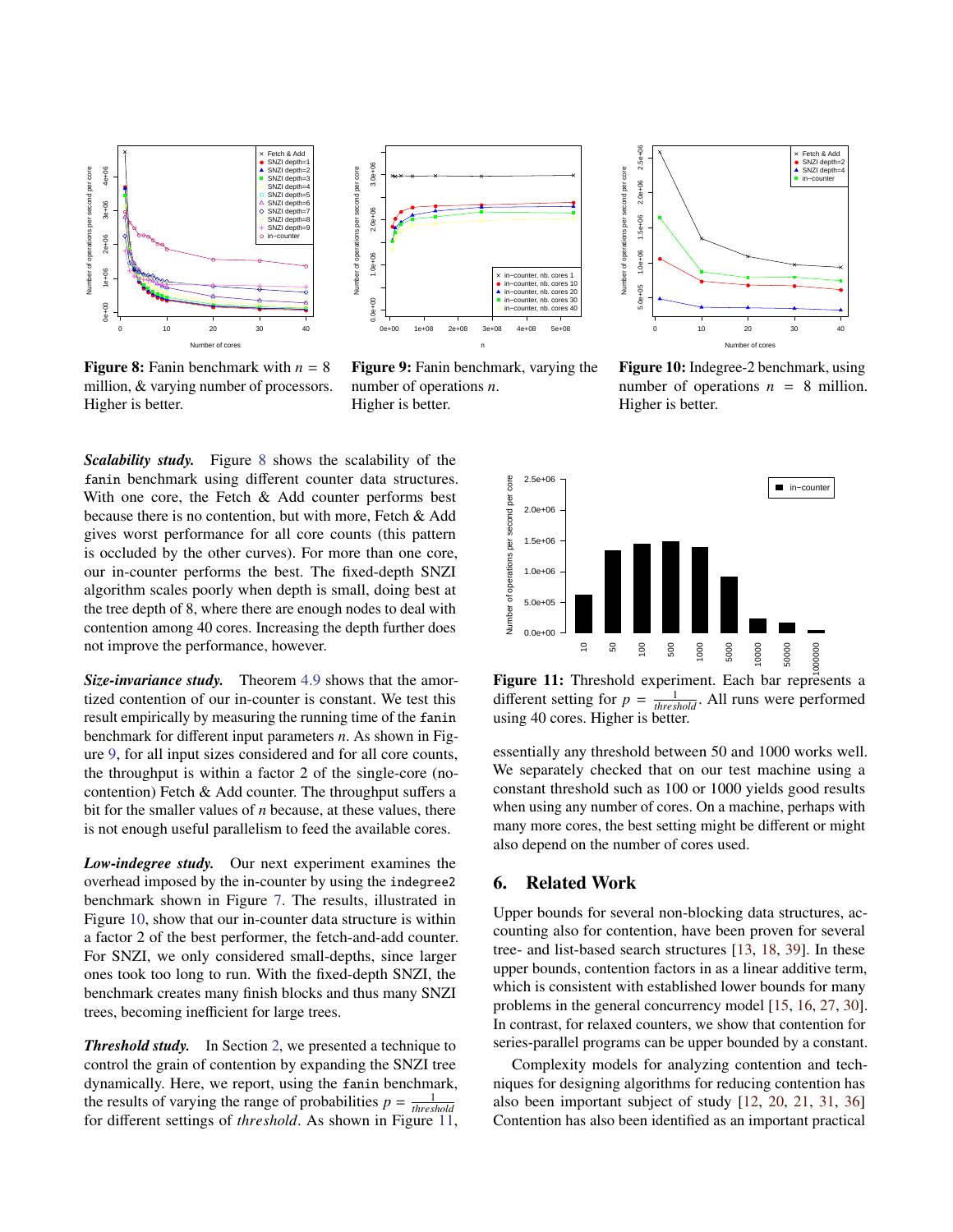**Figure 8:** Fanin benchmark with $n = 8$ million, & varying number of processors. Higher is better.

**Figure 9:** Fanin benchmark, varying the number of operations $n$. Higher is better.

**Figure 10:** Indegree-2 benchmark, using number of operations $n = 8$ million. Higher is better.

***Scalability study.*** Figure 8 shows the scalability of the `fanin` benchmark using different counter data structures. With one core, the Fetch & Add counter performs best because there is no contention, but with more, Fetch & Add gives worst performance for all core counts (this pattern is occluded by the other curves). For more than one core, our in-counter performs the best. The fixed-depth SNZI algorithm scales poorly when depth is small, doing best at the tree depth of 8, where there are enough nodes to deal with contention among 40 cores. Increasing the depth further does not improve the performance, however.

***Size-invariance study.*** Theorem 4.9 shows that the amortized contention of our in-counter is constant. We test this result empirically by measuring the running time of the `fanin` benchmark for different input parameters $n$. As shown in Figure 9, for all input sizes considered and for all core counts, the throughput is within a factor 2 of the single-core (no-contention) Fetch & Add counter. The throughput suffers a bit for the smaller values of $n$ because, at these values, there is not enough useful parallelism to feed the available cores.

***Low-indegree study.*** Our next experiment examines the overhead imposed by the in-counter by using the `indegree2` benchmark shown in Figure 7. The results, illustrated in Figure 10, show that our in-counter data structure is within a factor 2 of the best performer, the fetch-and-add counter. For SNZI, we only considered small-depths, since larger ones took too long to run. With the fixed-depth SNZI, the benchmark creates many finish blocks and thus many SNZI trees, becoming inefficient for large trees.

***Threshold study.*** In Section 2, we presented a technique to control the grain of contention by expanding the SNZI tree dynamically. Here, we report, using the `fanin` benchmark, the results of varying the range of probabilities $p = \frac{1}{threshold}$ for different settings of *threshold*. As shown in Figure 11, essentially any threshold between 50 and 1000 works well. We separately checked that on our test machine using a constant threshold such as 100 or 1000 yields good results when using any number of cores. On a machine, perhaps with many more cores, the best setting might be different or might also depend on the number of cores used.

**Figure 11:** Threshold experiment. Each bar represents a different setting for $p = \frac{1}{threshold}$. All runs were performed using 40 cores. Higher is better.

## 6. Related Work

Upper bounds for several non-blocking data structures, accounting also for contention, have been proven for several tree- and list-based search structures [13, 18, 39]. In these upper bounds, contention factors in as a linear additive term, which is consistent with established lower bounds for many problems in the general concurrency model [15, 16, 27, 30]. In contrast, for relaxed counters, we show that contention for series-parallel programs can be upper bounded by a constant.

Complexity models for analyzing contention and techniques for designing algorithms for reducing contention has also been important subject of study [12, 20, 21, 31, 36] Contention has also been identified as an important practical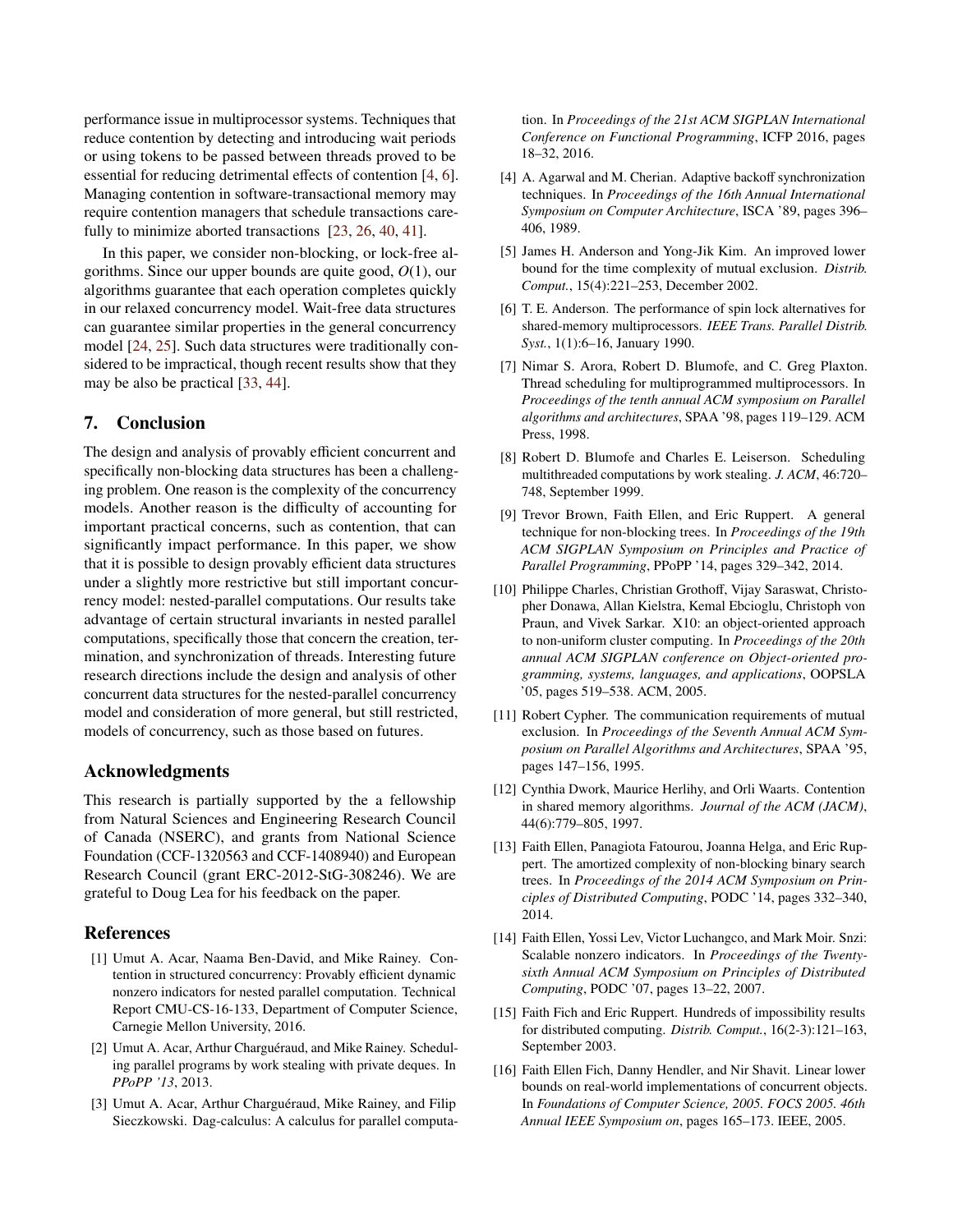performance issue in multiprocessor systems. Techniques that reduce contention by detecting and introducing wait periods or using tokens to be passed between threads proved to be essential for reducing detrimental effects of contention [4, 6]. Managing contention in software-transactional memory may require contention managers that schedule transactions carefully to minimize aborted transactions [23, 26, 40, 41].

In this paper, we consider non-blocking, or lock-free algorithms. Since our upper bounds are quite good, $O(1)$, our algorithms guarantee that each operation completes quickly in our relaxed concurrency model. Wait-free data structures can guarantee similar properties in the general concurrency model [24, 25]. Such data structures were traditionally considered to be impractical, though recent results show that they may be also be practical [33, 44].

## 7. Conclusion

The design and analysis of provably efficient concurrent and specifically non-blocking data structures has been a challenging problem. One reason is the complexity of the concurrency models. Another reason is the difficulty of accounting for important practical concerns, such as contention, that can significantly impact performance. In this paper, we show that it is possible to design provably efficient data structures under a slightly more restrictive but still important concurrency model: nested-parallel computations. Our results take advantage of certain structural invariants in nested parallel computations, specifically those that concern the creation, termination, and synchronization of threads. Interesting future research directions include the design and analysis of other concurrent data structures for the nested-parallel concurrency model and consideration of more general, but still restricted, models of concurrency, such as those based on futures.

## Acknowledgments

This research is partially supported by the a fellowship from Natural Sciences and Engineering Research Council of Canada (NSERC), and grants from National Science Foundation (CCF-1320563 and CCF-1408940) and European Research Council (grant ERC-2012-StG-308246). We are grateful to Doug Lea for his feedback on the paper.

## References

[1] Umut A. Acar, Naama Ben-David, and Mike Rainey. Contention in structured concurrency: Provably efficient dynamic nonzero indicators for nested parallel computation. Technical Report CMU-CS-16-133, Department of Computer Science, Carnegie Mellon University, 2016.

[2] Umut A. Acar, Arthur Charguéraud, and Mike Rainey. Scheduling parallel programs by work stealing with private deques. In *PPoPP '13*, 2013.

[3] Umut A. Acar, Arthur Charguéraud, Mike Rainey, and Filip Sieczkowski. Dag-calculus: A calculus for parallel computation. In *Proceedings of the 21st ACM SIGPLAN International Conference on Functional Programming*, ICFP 2016, pages 18–32, 2016.

[4] A. Agarwal and M. Cherian. Adaptive backoff synchronization techniques. In *Proceedings of the 16th Annual International Symposium on Computer Architecture*, ISCA '89, pages 396–406, 1989.

[5] James H. Anderson and Yong-Jik Kim. An improved lower bound for the time complexity of mutual exclusion. *Distrib. Comput.*, 15(4):221–253, December 2002.

[6] T. E. Anderson. The performance of spin lock alternatives for shared-memory multiprocessors. *IEEE Trans. Parallel Distrib. Syst.*, 1(1):6–16, January 1990.

[7] Nimar S. Arora, Robert D. Blumofe, and C. Greg Plaxton. Thread scheduling for multiprogrammed multiprocessors. In *Proceedings of the tenth annual ACM symposium on Parallel algorithms and architectures*, SPAA '98, pages 119–129. ACM Press, 1998.

[8] Robert D. Blumofe and Charles E. Leiserson. Scheduling multithreaded computations by work stealing. *J. ACM*, 46:720–748, September 1999.

[9] Trevor Brown, Faith Ellen, and Eric Ruppert. A general technique for non-blocking trees. In *Proceedings of the 19th ACM SIGPLAN Symposium on Principles and Practice of Parallel Programming*, PPoPP '14, pages 329–342, 2014.

[10] Philippe Charles, Christian Grothoff, Vijay Saraswat, Christopher Donawa, Allan Kielstra, Kemal Ebcioglu, Christoph von Praun, and Vivek Sarkar. X10: an object-oriented approach to non-uniform cluster computing. In *Proceedings of the 20th annual ACM SIGPLAN conference on Object-oriented programming, systems, languages, and applications*, OOPSLA '05, pages 519–538. ACM, 2005.

[11] Robert Cypher. The communication requirements of mutual exclusion. In *Proceedings of the Seventh Annual ACM Symposium on Parallel Algorithms and Architectures*, SPAA '95, pages 147–156, 1995.

[12] Cynthia Dwork, Maurice Herlihy, and Orli Waarts. Contention in shared memory algorithms. *Journal of the ACM (JACM)*, 44(6):779–805, 1997.

[13] Faith Ellen, Panagiota Fatourou, Joanna Helga, and Eric Ruppert. The amortized complexity of non-blocking binary search trees. In *Proceedings of the 2014 ACM Symposium on Principles of Distributed Computing*, PODC '14, pages 332–340, 2014.

[14] Faith Ellen, Yossi Lev, Victor Luchangco, and Mark Moir. Snzi: Scalable nonzero indicators. In *Proceedings of the Twenty-sixth Annual ACM Symposium on Principles of Distributed Computing*, PODC '07, pages 13–22, 2007.

[15] Faith Fich and Eric Ruppert. Hundreds of impossibility results for distributed computing. *Distrib. Comput.*, 16(2-3):121–163, September 2003.

[16] Faith Ellen Fich, Danny Hendler, and Nir Shavit. Linear lower bounds on real-world implementations of concurrent objects. In *Foundations of Computer Science, 2005. FOCS 2005. 46th Annual IEEE Symposium on*, pages 165–173. IEEE, 2005.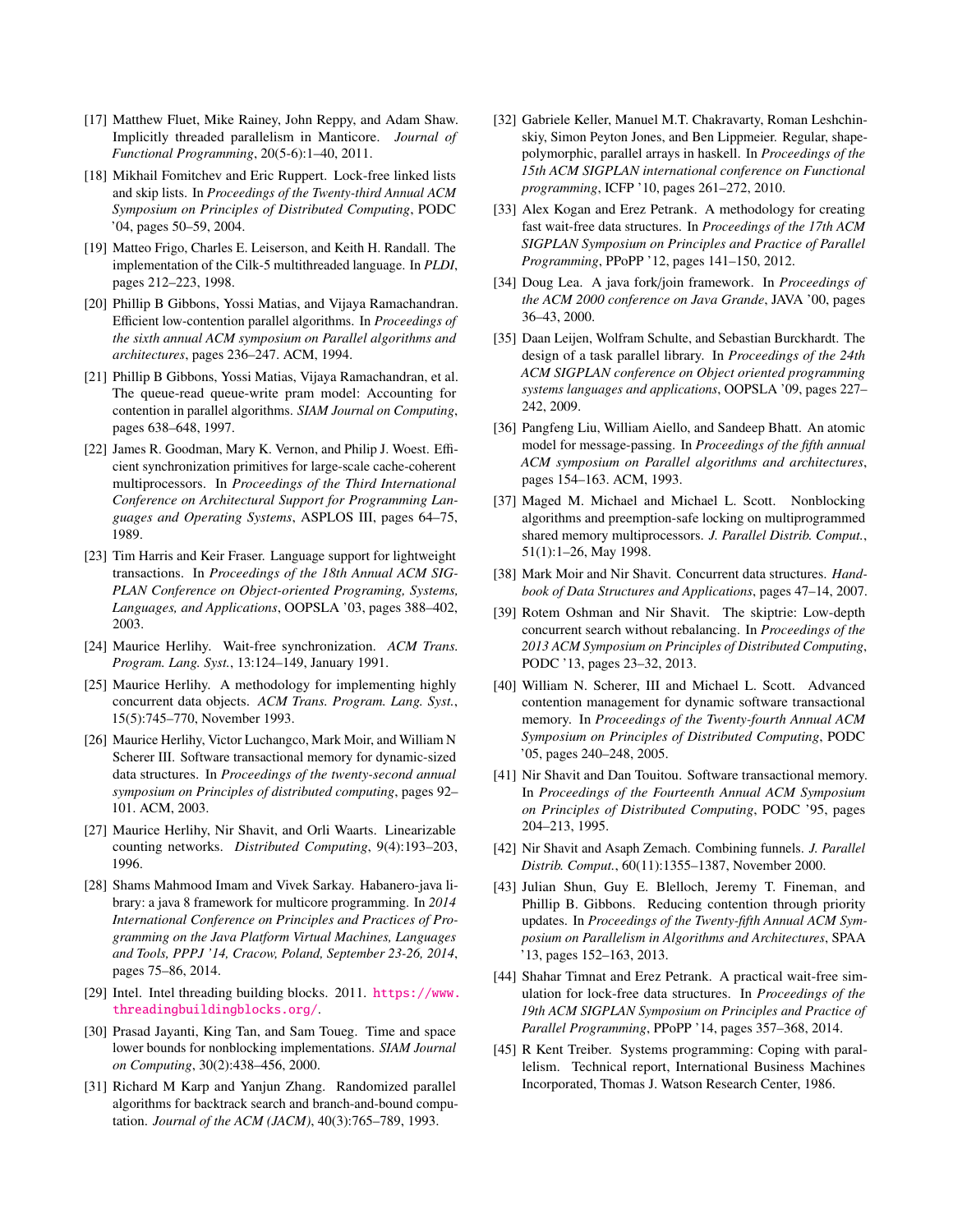- [17] Matthew Fluet, Mike Rainey, John Reppy, and Adam Shaw. Implicitly threaded parallelism in Manticore. *Journal of Functional Programming*, 20(5-6):1–40, 2011.
- [18] Mikhail Fomitchev and Eric Ruppert. Lock-free linked lists and skip lists. In *Proceedings of the Twenty-third Annual ACM Symposium on Principles of Distributed Computing*, PODC '04, pages 50–59, 2004.
- [19] Matteo Frigo, Charles E. Leiserson, and Keith H. Randall. The implementation of the Cilk-5 multithreaded language. In *PLDI*, pages 212–223, 1998.
- [20] Phillip B Gibbons, Yossi Matias, and Vijaya Ramachandran. Efficient low-contention parallel algorithms. In *Proceedings of the sixth annual ACM symposium on Parallel algorithms and architectures*, pages 236–247. ACM, 1994.
- [21] Phillip B Gibbons, Yossi Matias, Vijaya Ramachandran, et al. The queue-read queue-write pram model: Accounting for contention in parallel algorithms. *SIAM Journal on Computing*, pages 638–648, 1997.
- [22] James R. Goodman, Mary K. Vernon, and Philip J. Woest. Efficient synchronization primitives for large-scale cache-coherent multiprocessors. In *Proceedings of the Third International Conference on Architectural Support for Programming Languages and Operating Systems*, ASPLOS III, pages 64–75, 1989.
- [23] Tim Harris and Keir Fraser. Language support for lightweight transactions. In *Proceedings of the 18th Annual ACM SIGPLAN Conference on Object-oriented Programing, Systems, Languages, and Applications*, OOPSLA '03, pages 388–402, 2003.
- [24] Maurice Herlihy. Wait-free synchronization. *ACM Trans. Program. Lang. Syst.*, 13:124–149, January 1991.
- [25] Maurice Herlihy. A methodology for implementing highly concurrent data objects. *ACM Trans. Program. Lang. Syst.*, 15(5):745–770, November 1993.
- [26] Maurice Herlihy, Victor Luchangco, Mark Moir, and William N Scherer III. Software transactional memory for dynamic-sized data structures. In *Proceedings of the twenty-second annual symposium on Principles of distributed computing*, pages 92–101. ACM, 2003.
- [27] Maurice Herlihy, Nir Shavit, and Orli Waarts. Linearizable counting networks. *Distributed Computing*, 9(4):193–203, 1996.
- [28] Shams Mahmood Imam and Vivek Sarkay. Habanero-java library: a java 8 framework for multicore programming. In *2014 International Conference on Principles and Practices of Programming on the Java Platform Virtual Machines, Languages and Tools, PPPJ '14, Cracow, Poland, September 23-26, 2014*, pages 75–86, 2014.
- [29] Intel. Intel threading building blocks. 2011. https://www.threadingbuildingblocks.org/.
- [30] Prasad Jayanti, King Tan, and Sam Toueg. Time and space lower bounds for nonblocking implementations. *SIAM Journal on Computing*, 30(2):438–456, 2000.
- [31] Richard M Karp and Yanjun Zhang. Randomized parallel algorithms for backtrack search and branch-and-bound computation. *Journal of the ACM (JACM)*, 40(3):765–789, 1993.
- [32] Gabriele Keller, Manuel M.T. Chakravarty, Roman Leshchinskiy, Simon Peyton Jones, and Ben Lippmeier. Regular, shape-polymorphic, parallel arrays in haskell. In *Proceedings of the 15th ACM SIGPLAN international conference on Functional programming*, ICFP '10, pages 261–272, 2010.
- [33] Alex Kogan and Erez Petrank. A methodology for creating fast wait-free data structures. In *Proceedings of the 17th ACM SIGPLAN Symposium on Principles and Practice of Parallel Programming*, PPoPP '12, pages 141–150, 2012.
- [34] Doug Lea. A java fork/join framework. In *Proceedings of the ACM 2000 conference on Java Grande*, JAVA '00, pages 36–43, 2000.
- [35] Daan Leijen, Wolfram Schulte, and Sebastian Burckhardt. The design of a task parallel library. In *Proceedings of the 24th ACM SIGPLAN conference on Object oriented programming systems languages and applications*, OOPSLA '09, pages 227–242, 2009.
- [36] Pangfeng Liu, William Aiello, and Sandeep Bhatt. An atomic model for message-passing. In *Proceedings of the fifth annual ACM symposium on Parallel algorithms and architectures*, pages 154–163. ACM, 1993.
- [37] Maged M. Michael and Michael L. Scott. Nonblocking algorithms and preemption-safe locking on multiprogrammed shared memory multiprocessors. *J. Parallel Distrib. Comput.*, 51(1):1–26, May 1998.
- [38] Mark Moir and Nir Shavit. Concurrent data structures. *Handbook of Data Structures and Applications*, pages 47–14, 2007.
- [39] Rotem Oshman and Nir Shavit. The skiptrie: Low-depth concurrent search without rebalancing. In *Proceedings of the 2013 ACM Symposium on Principles of Distributed Computing*, PODC '13, pages 23–32, 2013.
- [40] William N. Scherer, III and Michael L. Scott. Advanced contention management for dynamic software transactional memory. In *Proceedings of the Twenty-fourth Annual ACM Symposium on Principles of Distributed Computing*, PODC '05, pages 240–248, 2005.
- [41] Nir Shavit and Dan Touitou. Software transactional memory. In *Proceedings of the Fourteenth Annual ACM Symposium on Principles of Distributed Computing*, PODC '95, pages 204–213, 1995.
- [42] Nir Shavit and Asaph Zemach. Combining funnels. *J. Parallel Distrib. Comput.*, 60(11):1355–1387, November 2000.
- [43] Julian Shun, Guy E. Blelloch, Jeremy T. Fineman, and Phillip B. Gibbons. Reducing contention through priority updates. In *Proceedings of the Twenty-fifth Annual ACM Symposium on Parallelism in Algorithms and Architectures*, SPAA '13, pages 152–163, 2013.
- [44] Shahar Timnat and Erez Petrank. A practical wait-free simulation for lock-free data structures. In *Proceedings of the 19th ACM SIGPLAN Symposium on Principles and Practice of Parallel Programming*, PPoPP '14, pages 357–368, 2014.
- [45] R Kent Treiber. Systems programming: Coping with parallelism. Technical report, International Business Machines Incorporated, Thomas J. Watson Research Center, 1986.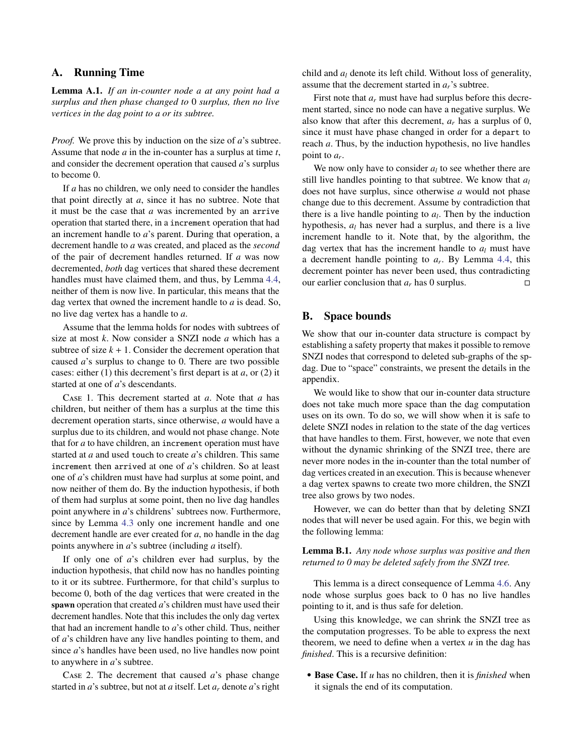## A. Running Time

**Lemma A.1.** *If an in-counter node $a$ at any point had a surplus and then phase changed to 0 surplus, then no live vertices in the dag point to $a$ or its subtree.*

*Proof.* We prove this by induction on the size of $a$'s subtree. Assume that node $a$ in the in-counter has a surplus at time $t$, and consider the decrement operation that caused $a$'s surplus to become 0.

If $a$ has no children, we only need to consider the handles that point directly at $a$, since it has no subtree. Note that it must be the case that $a$ was incremented by an `arrive` operation that started there, in a `increment` operation that had an increment handle to $a$'s parent. During that operation, a decrement handle to $a$ was created, and placed as the *second* of the pair of decrement handles returned. If $a$ was now decremented, *both* dag vertices that shared these decrement handles must have claimed them, and thus, by Lemma 4.4, neither of them is now live. In particular, this means that the dag vertex that owned the increment handle to $a$ is dead. So, no live dag vertex has a handle to $a$.

Assume that the lemma holds for nodes with subtrees of size at most $k$. Now consider a SNZI node $a$ which has a subtree of size $k + 1$. Consider the decrement operation that caused $a$'s surplus to change to 0. There are two possible cases: either (1) this decrement's first depart is at $a$, or (2) it started at one of $a$'s descendants.

Case 1. This decrement started at $a$. Note that $a$ has children, but neither of them has a surplus at the time this decrement operation starts, since otherwise, $a$ would have a surplus due to its children, and would not phase change. Note that for $a$ to have children, an `increment` operation must have started at $a$ and used `touch` to create $a$'s children. This same `increment` then `arrived` at one of $a$'s children. So at least one of $a$'s children must have had surplus at some point, and now neither of them do. By the induction hypothesis, if both of them had surplus at some point, then no live dag handles point anywhere in $a$'s childrens' subtrees now. Furthermore, since by Lemma 4.3 only one increment handle and one decrement handle are ever created for $a$, no handle in the dag points anywhere in $a$'s subtree (including $a$ itself).

If only one of $a$'s children ever had surplus, by the induction hypothesis, that child now has no handles pointing to it or its subtree. Furthermore, for that child's surplus to become 0, both of the dag vertices that were created in the **spawn** operation that created $a$'s children must have used their decrement handles. Note that this includes the only dag vertex that had an increment handle to $a$'s other child. Thus, neither of $a$'s children have any live handles pointing to them, and since $a$'s handles have been used, no live handles now point to anywhere in $a$'s subtree.

Case 2. The decrement that caused $a$'s phase change started in $a$'s subtree, but not at $a$ itself. Let $a_r$ denote $a$'s right child and $a_l$ denote its left child. Without loss of generality, assume that the decrement started in $a_r$'s subtree.

First note that $a_r$ must have had surplus before this decrement started, since no node can have a negative surplus. We also know that after this decrement, $a_r$ has a surplus of 0, since it must have phase changed in order for a `depart` to reach $a$. Thus, by the induction hypothesis, no live handles point to $a_r$.

We now only have to consider $a_l$ to see whether there are still live handles pointing to that subtree. We know that $a_l$ does not have surplus, since otherwise $a$ would not phase change due to this decrement. Assume by contradiction that there is a live handle pointing to $a_l$. Then by the induction hypothesis, $a_l$ has never had a surplus, and there is a live increment handle to it. Note that, by the algorithm, the dag vertex that has the increment handle to $a_l$ must have a decrement handle pointing to $a_r$. By Lemma 4.4, this decrement pointer has never been used, thus contradicting our earlier conclusion that $a_r$ has 0 surplus. ◻

## B. Space bounds

We show that our in-counter data structure is compact by establishing a safety property that makes it possible to remove SNZI nodes that correspond to deleted sub-graphs of the sp-dag. Due to "space" constraints, we present the details in the appendix.

We would like to show that our in-counter data structure does not take much more space than the dag computation uses on its own. To do so, we will show when it is safe to delete SNZI nodes in relation to the state of the dag vertices that have handles to them. First, however, we note that even without the dynamic shrinking of the SNZI tree, there are never more nodes in the in-counter than the total number of dag vertices created in an execution. This is because whenever a dag vertex spawns to create two more children, the SNZI tree also grows by two nodes.

However, we can do better than that by deleting SNZI nodes that will never be used again. For this, we begin with the following lemma:

**Lemma B.1.** *Any node whose surplus was positive and then returned to 0 may be deleted safely from the SNZI tree.*

This lemma is a direct consequence of Lemma 4.6. Any node whose surplus goes back to 0 has no live handles pointing to it, and is thus safe for deletion.

Using this knowledge, we can shrink the SNZI tree as the computation progresses. To be able to express the next theorem, we need to define when a vertex $u$ in the dag has *finished*. This is a recursive definition:

- **Base Case.** If $u$ has no children, then it is *finished* when it signals the end of its computation.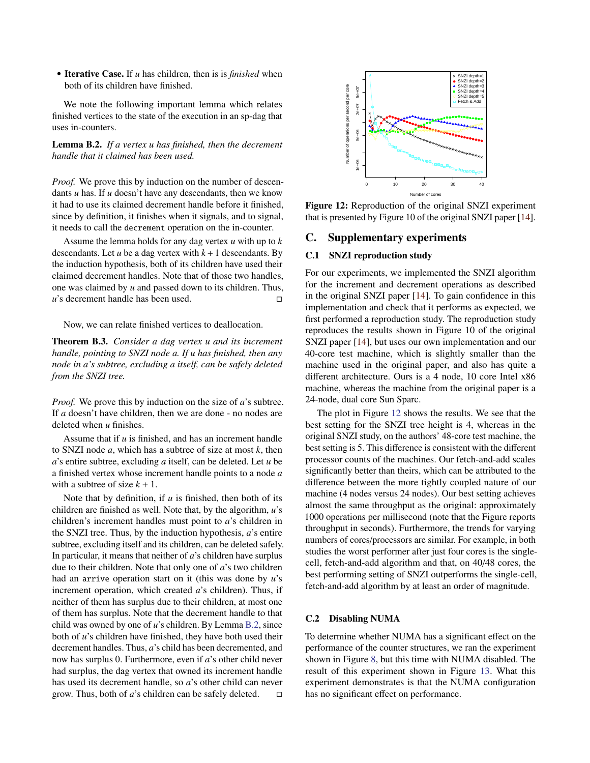- **Iterative Case.** If $u$ has children, then is is *finished* when both of its children have finished.

We note the following important lemma which relates finished vertices to the state of the execution in an sp-dag that uses in-counters.

**Lemma B.2.** *If a vertex $u$ has finished, then the decrement handle that it claimed has been used.*

*Proof.* We prove this by induction on the number of descendants $u$ has. If $u$ doesn't have any descendants, then we know it had to use its claimed decrement handle before it finished, since by definition, it finishes when it signals, and to signal, it needs to call the `decrement` operation on the in-counter.

Assume the lemma holds for any dag vertex $u$ with up to $k$ descendants. Let $u$ be a dag vertex with $k + 1$ descendants. By the induction hypothesis, both of its children have used their claimed decrement handles. Note that of those two handles, one was claimed by $u$ and passed down to its children. Thus, $u$'s decrement handle has been used. □

Now, we can relate finished vertices to deallocation.

**Theorem B.3.** *Consider a dag vertex $u$ and its increment handle, pointing to SNZI node $a$. If $u$ has finished, then any node in $a$'s subtree, excluding $a$ itself, can be safely deleted from the SNZI tree.*

*Proof.* We prove this by induction on the size of $a$'s subtree. If $a$ doesn't have children, then we are done - no nodes are deleted when $u$ finishes.

Assume that if $u$ is finished, and has an increment handle to SNZI node $a$, which has a subtree of size at most $k$, then $a$'s entire subtree, excluding $a$ itself, can be deleted. Let $u$ be a finished vertex whose increment handle points to a node $a$ with a subtree of size $k + 1$.

Note that by definition, if $u$ is finished, then both of its children are finished as well. Note that, by the algorithm, $u$'s children's increment handles must point to $a$'s children in the SNZI tree. Thus, by the induction hypothesis, $a$'s entire subtree, excluding itself and its children, can be deleted safely. In particular, it means that neither of $a$'s children have surplus due to their children. Note that only one of $a$'s two children had an `arrive` operation start on it (this was done by $u$'s increment operation, which created $a$'s children). Thus, if neither of them has surplus due to their children, at most one of them has surplus. Note that the decrement handle to that child was owned by one of $u$'s children. By Lemma B.2, since both of $u$'s children have finished, they have both used their decrement handles. Thus, $a$'s child has been decremented, and now has surplus 0. Furthermore, even if $a$'s other child never had surplus, the dag vertex that owned its increment handle has used its decrement handle, so $a$'s other child can never grow. Thus, both of $a$'s children can be safely deleted. □

**Figure 12:** Reproduction of the original SNZI experiment that is presented by Figure 10 of the original SNZI paper [14].

## C. Supplementary experiments

### C.1 SNZI reproduction study

For our experiments, we implemented the SNZI algorithm for the increment and decrement operations as described in the original SNZI paper [14]. To gain confidence in this implementation and check that it performs as expected, we first performed a reproduction study. The reproduction study reproduces the results shown in Figure 10 of the original SNZI paper [14], but uses our own implementation and our 40-core test machine, which is slightly smaller than the machine used in the original paper, and also has quite a different architecture. Ours is a 4 node, 10 core Intel x86 machine, whereas the machine from the original paper is a 24-node, dual core Sun Sparc.

The plot in Figure 12 shows the results. We see that the best setting for the SNZI tree height is 4, whereas in the original SNZI study, on the authors' 48-core test machine, the best setting is 5. This difference is consistent with the different processor counts of the machines. Our fetch-and-add scales significantly better than theirs, which can be attributed to the difference between the more tightly coupled nature of our machine (4 nodes versus 24 nodes). Our best setting achieves almost the same throughput as the original: approximately 1000 operations per millisecond (note that the Figure reports throughput in seconds). Furthermore, the trends for varying numbers of cores/processors are similar. For example, in both studies the worst performer after just four cores is the single-cell, fetch-and-add algorithm and that, on 40/48 cores, the best performing setting of SNZI outperforms the single-cell, fetch-and-add algorithm by at least an order of magnitude.

### C.2 Disabling NUMA

To determine whether NUMA has a significant effect on the performance of the counter structures, we ran the experiment shown in Figure 8, but this time with NUMA disabled. The result of this experiment shown in Figure 13. What this experiment demonstrates is that the NUMA configuration has no significant effect on performance.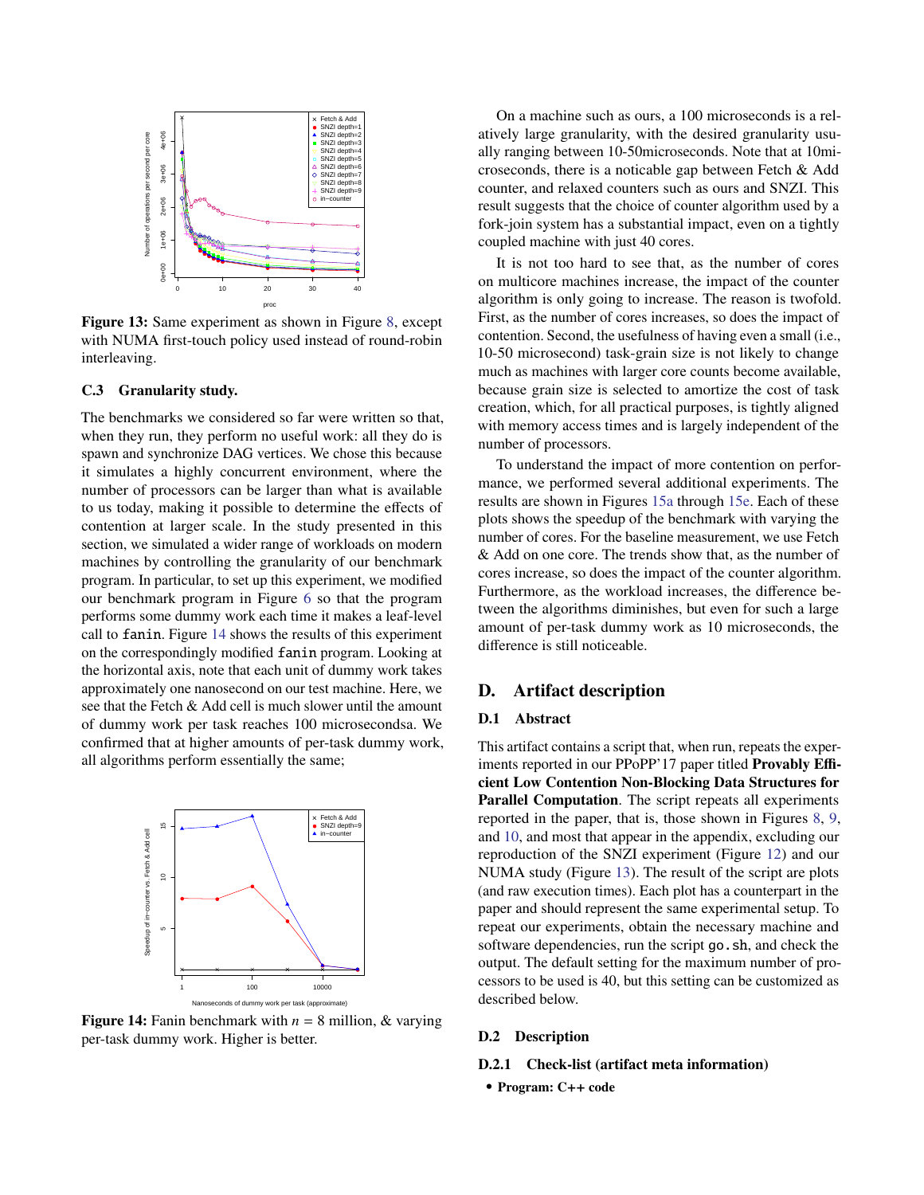Figure 13: Same experiment as shown in Figure 8, except with NUMA first-touch policy used instead of round-robin interleaving.

### C.3 Granularity study.

The benchmarks we considered so far were written so that, when they run, they perform no useful work: all they do is spawn and synchronize DAG vertices. We chose this because it simulates a highly concurrent environment, where the number of processors can be larger than what is available to us today, making it possible to determine the effects of contention at larger scale. In the study presented in this section, we simulated a wider range of workloads on modern machines by controlling the granularity of our benchmark program. In particular, to set up this experiment, we modified our benchmark program in Figure 6 so that the program performs some dummy work each time it makes a leaf-level call to `fanin`. Figure 14 shows the results of this experiment on the correspondingly modified `fanin` program. Looking at the horizontal axis, note that each unit of dummy work takes approximately one nanosecond on our test machine. Here, we see that the Fetch & Add cell is much slower until the amount of dummy work per task reaches 100 microsecondsa. We confirmed that at higher amounts of per-task dummy work, all algorithms perform essentially the same;

Figure 14: Fanin benchmark with $n$ = 8 million, & varying per-task dummy work. Higher is better.

On a machine such as ours, a 100 microseconds is a relatively large granularity, with the desired granularity usually ranging between 10-50microseconds. Note that at 10microseconds, there is a noticable gap between Fetch & Add counter, and relaxed counters such as ours and SNZI. This result suggests that the choice of counter algorithm used by a fork-join system has a substantial impact, even on a tightly coupled machine with just 40 cores.

It is not too hard to see that, as the number of cores on multicore machines increase, the impact of the counter algorithm is only going to increase. The reason is twofold. First, as the number of cores increases, so does the impact of contention. Second, the usefulness of having even a small (i.e., 10-50 microsecond) task-grain size is not likely to change much as machines with larger core counts become available, because grain size is selected to amortize the cost of task creation, which, for all practical purposes, is tightly aligned with memory access times and is largely independent of the number of processors.

To understand the impact of more contention on performance, we performed several additional experiments. The results are shown in Figures 15a through 15e. Each of these plots shows the speedup of the benchmark with varying the number of cores. For the baseline measurement, we use Fetch & Add on one core. The trends show that, as the number of cores increase, so does the impact of the counter algorithm. Furthermore, as the workload increases, the difference between the algorithms diminishes, but even for such a large amount of per-task dummy work as 10 microseconds, the difference is still noticeable.

## D. Artifact description

### D.1 Abstract

This artifact contains a script that, when run, repeats the experiments reported in our PPoPP'17 paper titled **Provably Efficient Low Contention Non-Blocking Data Structures for Parallel Computation**. The script repeats all experiments reported in the paper, that is, those shown in Figures 8, 9, and 10, and most that appear in the appendix, excluding our reproduction of the SNZI experiment (Figure 12) and our NUMA study (Figure 13). The result of the script are plots (and raw execution times). Each plot has a counterpart in the paper and should represent the same experimental setup. To repeat our experiments, obtain the necessary machine and software dependencies, run the script `go.sh`, and check the output. The default setting for the maximum number of processors to be used is 40, but this setting can be customized as described below.

### D.2 Description

#### D.2.1 Check-list (artifact meta information)

- **Program: C++ code**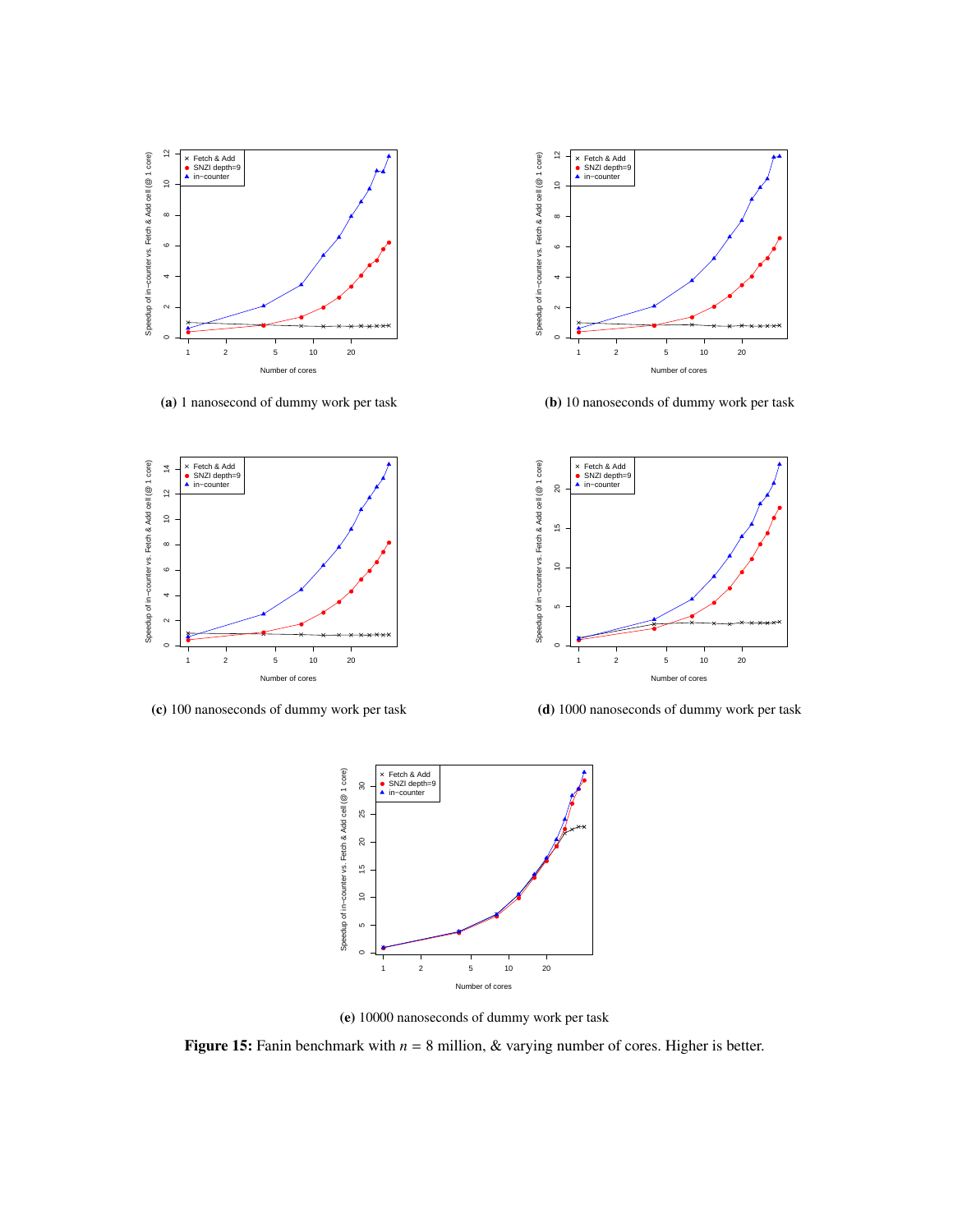(a) 1 nanosecond of dummy work per task

(b) 10 nanoseconds of dummy work per task

(c) 100 nanoseconds of dummy work per task

(d) 1000 nanoseconds of dummy work per task

(e) 10000 nanoseconds of dummy work per task

**Figure 15:** Fanin benchmark with $n$ = 8 million, & varying number of cores. Higher is better.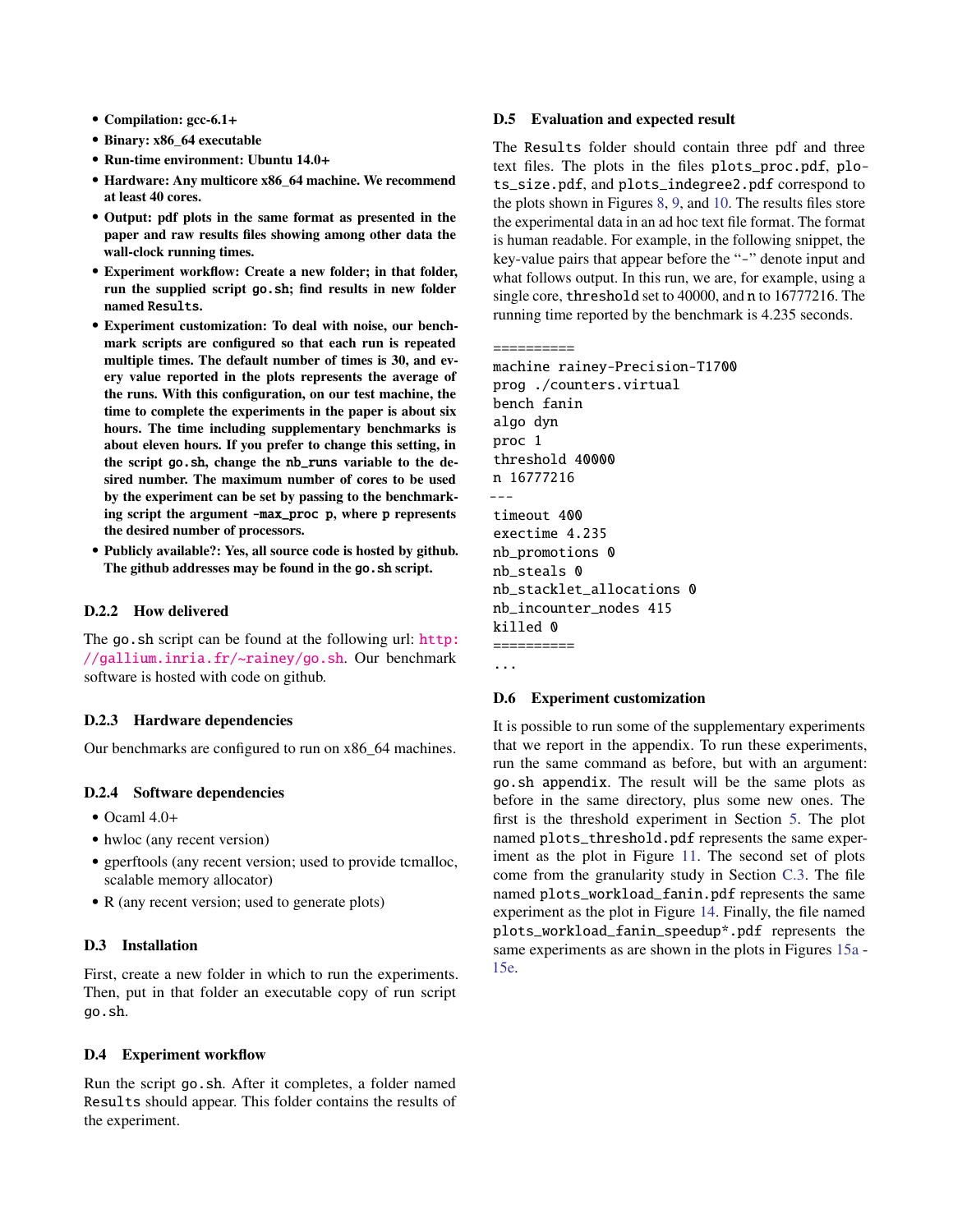- **Compilation: gcc-6.1+**
- **Binary: x86_64 executable**
- **Run-time environment: Ubuntu 14.0+**
- **Hardware: Any multicore x86_64 machine. We recommend at least 40 cores.**
- **Output: pdf plots in the same format as presented in the paper and raw results files showing among other data the wall-clock running times.**
- **Experiment workflow: Create a new folder; in that folder, run the supplied script `go.sh`; find results in new folder named `Results`.**
- **Experiment customization: To deal with noise, our benchmark scripts are configured so that each run is repeated multiple times. The default number of times is 30, and every value reported in the plots represents the average of the runs. With this configuration, on our test machine, the time to complete the experiments in the paper is about six hours. The time including supplementary benchmarks is about eleven hours. If you prefer to change this setting, in the script `go.sh`, change the `nb_runs` variable to the desired number. The maximum number of cores to be used by the experiment can be set by passing to the benchmarking script the argument `-max_proc p`, where `p` represents the desired number of processors.**
- **Publicly available?: Yes, all source code is hosted by github. The github addresses may be found in the `go.sh` script.**

### D.2.2 How delivered

The `go.sh` script can be found at the following url: http://gallium.inria.fr/~rainey/go.sh. Our benchmark software is hosted with code on github.

### D.2.3 Hardware dependencies

Our benchmarks are configured to run on x86_64 machines.

### D.2.4 Software dependencies

- Ocaml 4.0+
- hwloc (any recent version)
- gperftools (any recent version; used to provide tcmalloc, scalable memory allocator)
- R (any recent version; used to generate plots)

## D.3 Installation

First, create a new folder in which to run the experiments. Then, put in that folder an executable copy of run script `go.sh`.

## D.4 Experiment workflow

Run the script `go.sh`. After it completes, a folder named `Results` should appear. This folder contains the results of the experiment.

## D.5 Evaluation and expected result

The `Results` folder should contain three pdf and three text files. The plots in the files `plots_proc.pdf`, `plots_size.pdf`, and `plots_indegree2.pdf` correspond to the plots shown in Figures 8, 9, and 10. The results files store the experimental data in an ad hoc text file format. The format is human readable. For example, in the following snippet, the key-value pairs that appear before the "-" denote input and what follows output. In this run, we are, for example, using a single core, `threshold` set to 40000, and `n` to 16777216. The running time reported by the benchmark is 4.235 seconds.

```
==========
machine rainey-Precision-T1700
prog ./counters.virtual
bench fanin
algo dyn
proc 1
threshold 40000
n 16777216
---
timeout 400
exectime 4.235
nb_promotions 0
nb_steals 0
nb_stacklet_allocations 0
nb_incounter_nodes 415
killed 0
==========
...
```

## D.6 Experiment customization

It is possible to run some of the supplementary experiments that we report in the appendix. To run these experiments, run the same command as before, but with an argument: `go.sh appendix`. The result will be the same plots as before in the same directory, plus some new ones. The first is the threshold experiment in Section 5. The plot named `plots_threshold.pdf` represents the same experiment as the plot in Figure 11. The second set of plots come from the granularity study in Section C.3. The file named `plots_workload_fanin.pdf` represents the same experiment as the plot in Figure 14. Finally, the file named `plots_workload_fanin_speedup*.pdf` represents the same experiments as are shown in the plots in Figures 15a - 15e.